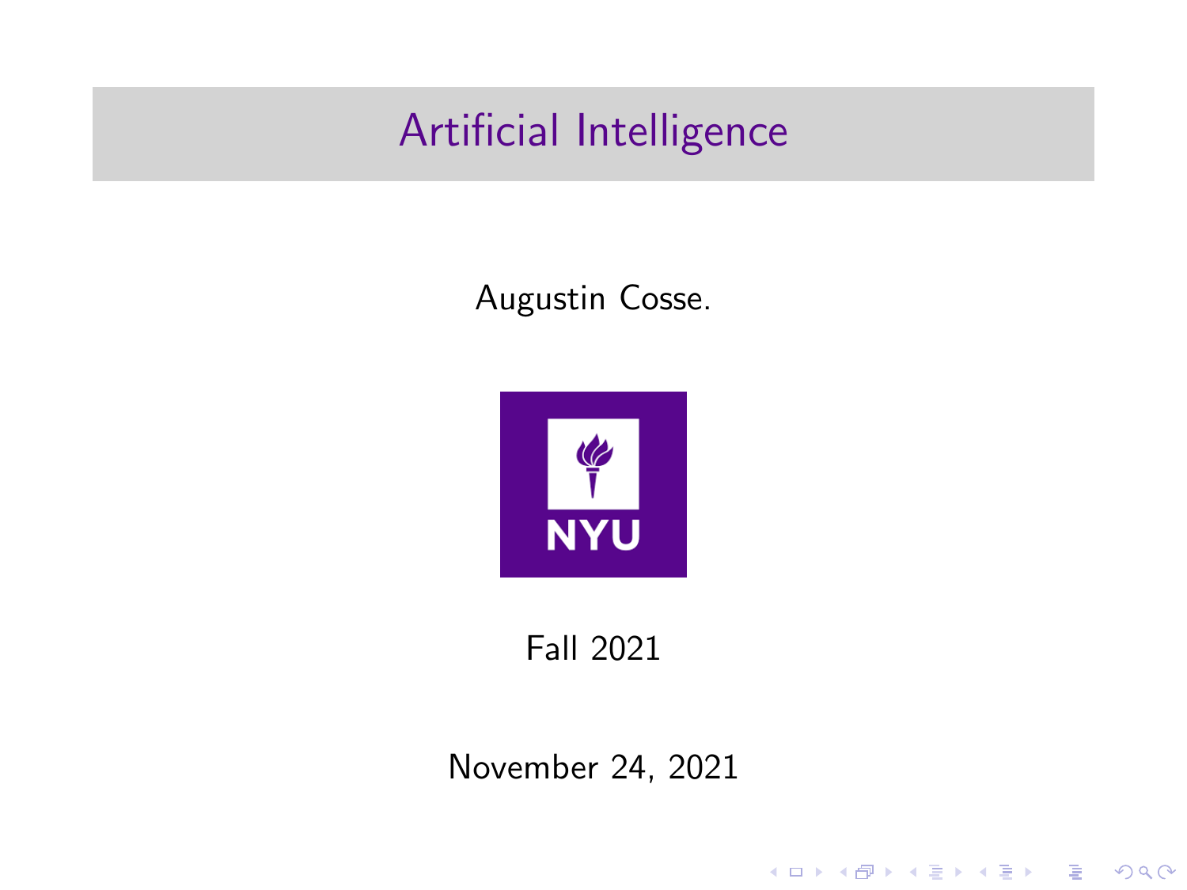# Artificial Intelligence

Augustin Cosse.

Fall 2021

November 24, 2021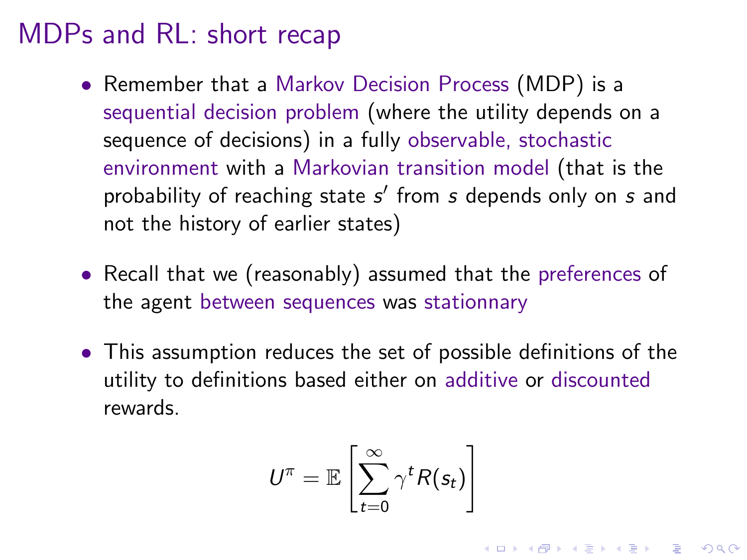# MDPs and RL: short recap

- Remember that a Markov Decision Process (MDP) is a sequential decision problem (where the utility depends on a sequence of decisions) in a fully observable, stochastic environment with a Markovian transition model (that is the probability of reaching state $s'$ from $s$ depends only on $s$ and not the history of earlier states)

- Recall that we (reasonably) assumed that the preferences of the agent between sequences was stationnary

- This assumption reduces the set of possible definitions of the utility to definitions based either on additive or discounted rewards.

$$U^{\pi} = \mathbb{E}\left[\sum_{t=0}^{\infty} \gamma^t R(s_t)\right]$$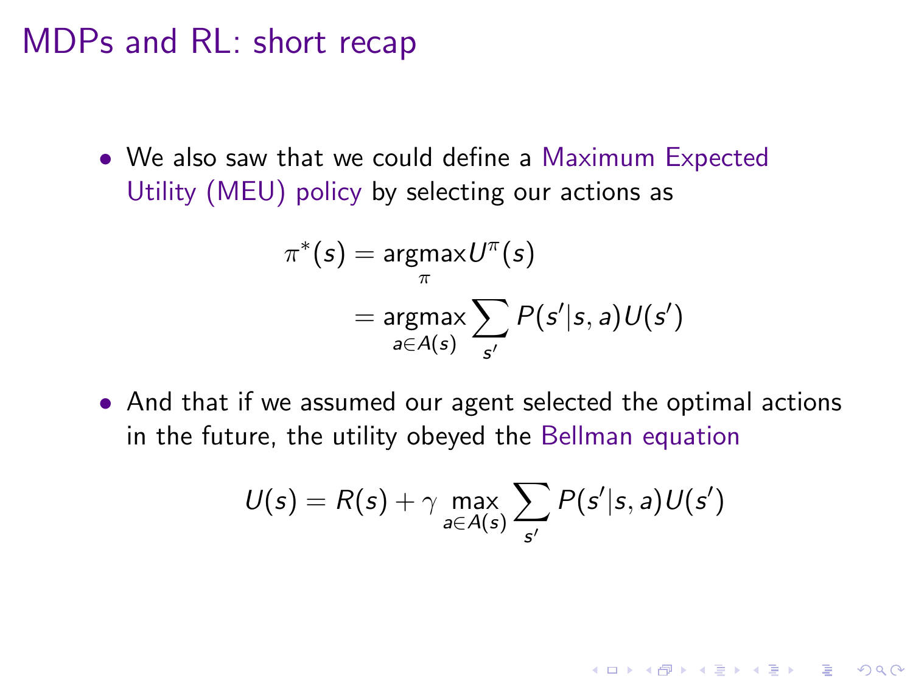# MDPs and RL: short recap

- We also saw that we could define a Maximum Expected Utility (MEU) policy by selecting our actions as

$$
\begin{aligned}
\pi^*(s) &= \underset{\pi}{\text{argmax}} U^{\pi}(s) \\
&= \underset{a \in A(s)}{\text{argmax}} \sum_{s'} P(s'|s,a) U(s')
\end{aligned}
$$

- And that if we assumed our agent selected the optimal actions in the future, the utility obeyed the Bellman equation

$$
U(s) = R(s) + \gamma \max_{a \in A(s)} \sum_{s'} P(s'|s,a) U(s')
$$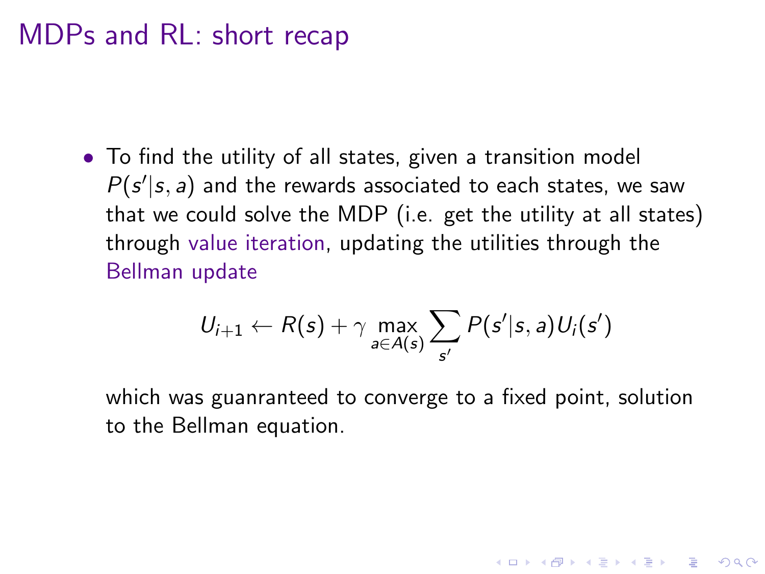# MDPs and RL: short recap

- To find the utility of all states, given a transition model $P(s'|s,a)$ and the rewards associated to each states, we saw that we could solve the MDP (i.e. get the utility at all states) through value iteration, updating the utilities through the Bellman update

$$U_{i+1} \leftarrow R(s) + \gamma \max_{a \in A(s)} \sum_{s'} P(s'|s,a) U_i(s')$$

  which was guanranteed to converge to a fixed point, solution to the Bellman equation.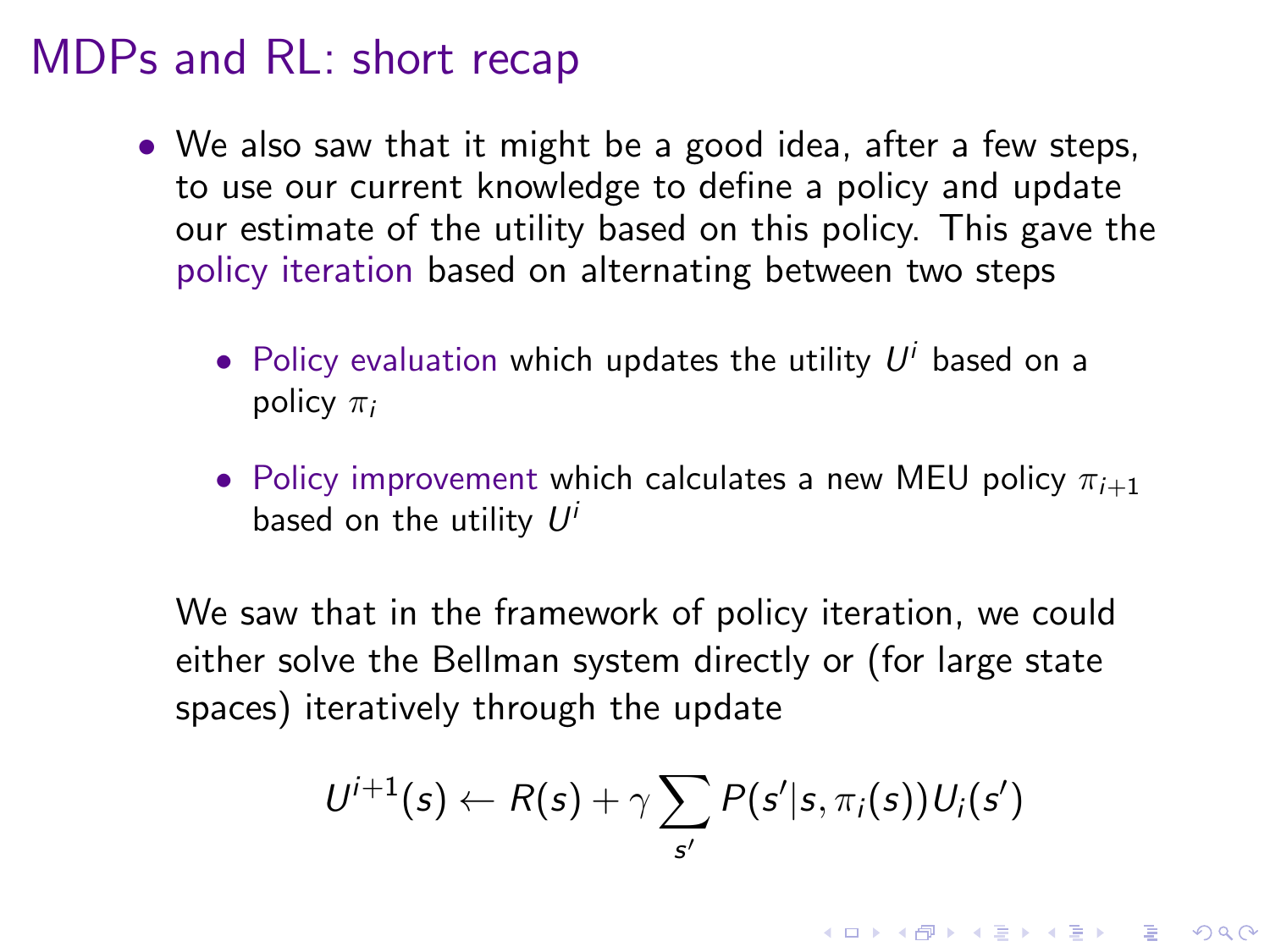# MDPs and RL: short recap

- We also saw that it might be a good idea, after a few steps, to use our current knowledge to define a policy and update our estimate of the utility based on this policy. This gave the policy iteration based on alternating between two steps
  - Policy evaluation which updates the utility $U^i$ based on a policy $\pi_i$
  - Policy improvement which calculates a new MEU policy $\pi_{i+1}$ based on the utility $U^i$

  We saw that in the framework of policy iteration, we could either solve the Bellman system directly or (for large state spaces) iteratively through the update

$$U^{i+1}(s) \leftarrow R(s) + \gamma \sum_{s'} P(s'|s, \pi_i(s)) U_i(s')$$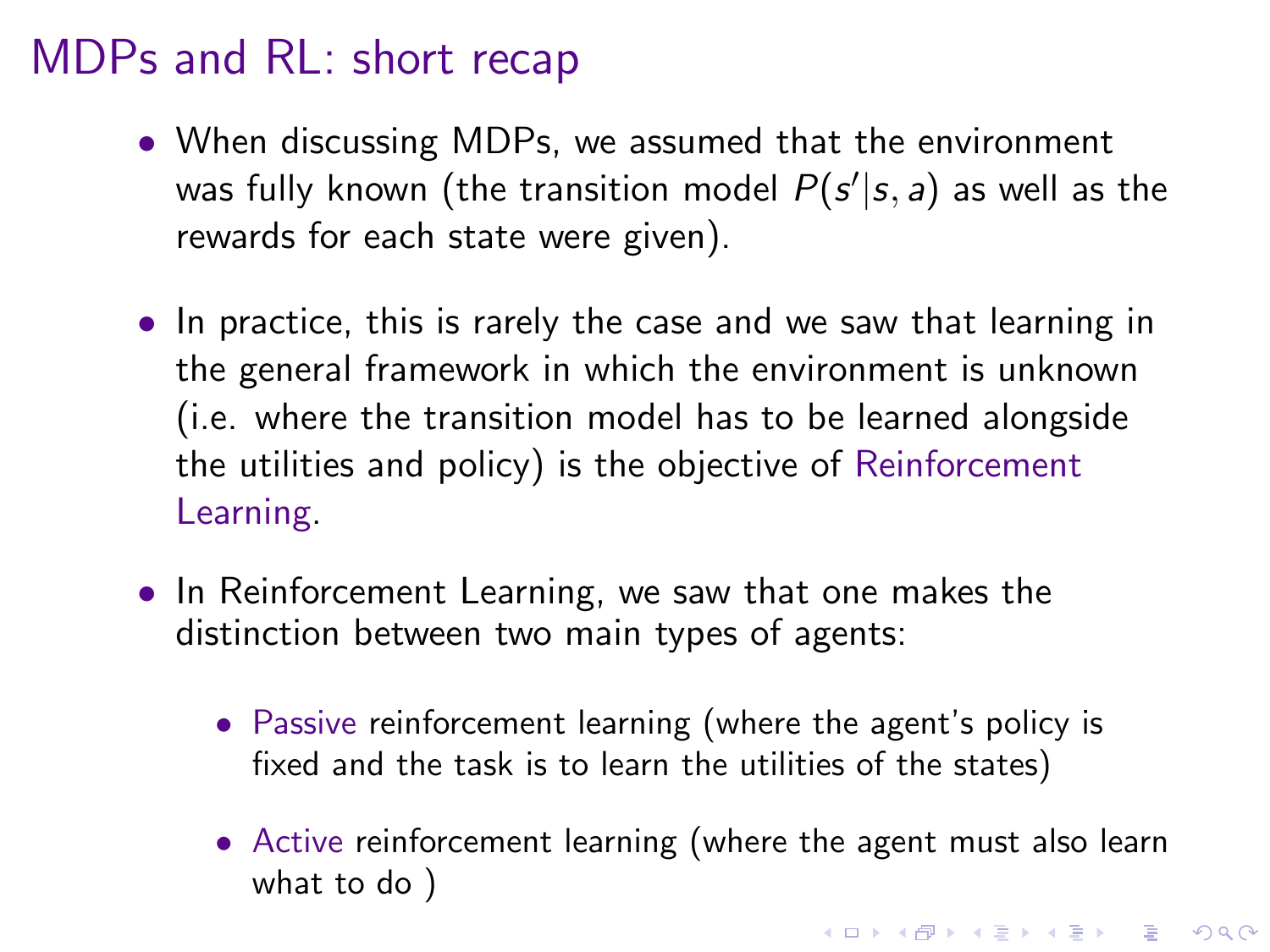# MDPs and RL: short recap

- When discussing MDPs, we assumed that the environment was fully known (the transition model $P(s'|s, a)$ as well as the rewards for each state were given).
- In practice, this is rarely the case and we saw that learning in the general framework in which the environment is unknown (i.e. where the transition model has to be learned alongside the utilities and policy) is the objective of Reinforcement Learning.
- In Reinforcement Learning, we saw that one makes the distinction between two main types of agents:
  - Passive reinforcement learning (where the agent's policy is fixed and the task is to learn the utilities of the states)
  - Active reinforcement learning (where the agent must also learn what to do )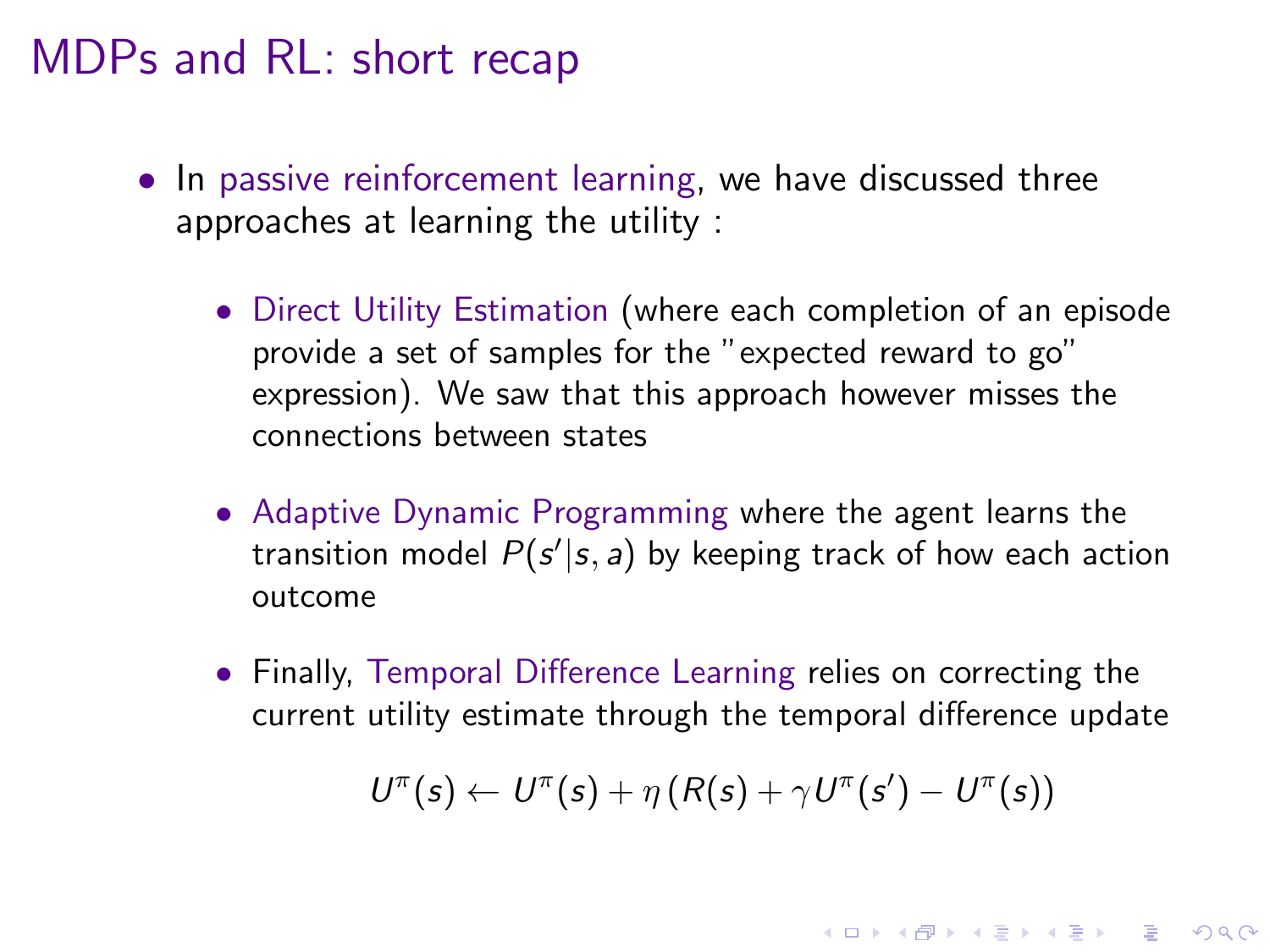# MDPs and RL: short recap

- In passive reinforcement learning, we have discussed three approaches at learning the utility :
  - Direct Utility Estimation (where each completion of an episode provide a set of samples for the "expected reward to go" expression). We saw that this approach however misses the connections between states
  - Adaptive Dynamic Programming where the agent learns the transition model $P(s'|s, a)$ by keeping track of how each action outcome
  - Finally, Temporal Difference Learning relies on correcting the current utility estimate through the temporal difference update

$$U^{\pi}(s) \leftarrow U^{\pi}(s) + \eta \left( R(s) + \gamma U^{\pi}(s') - U^{\pi}(s) \right)$$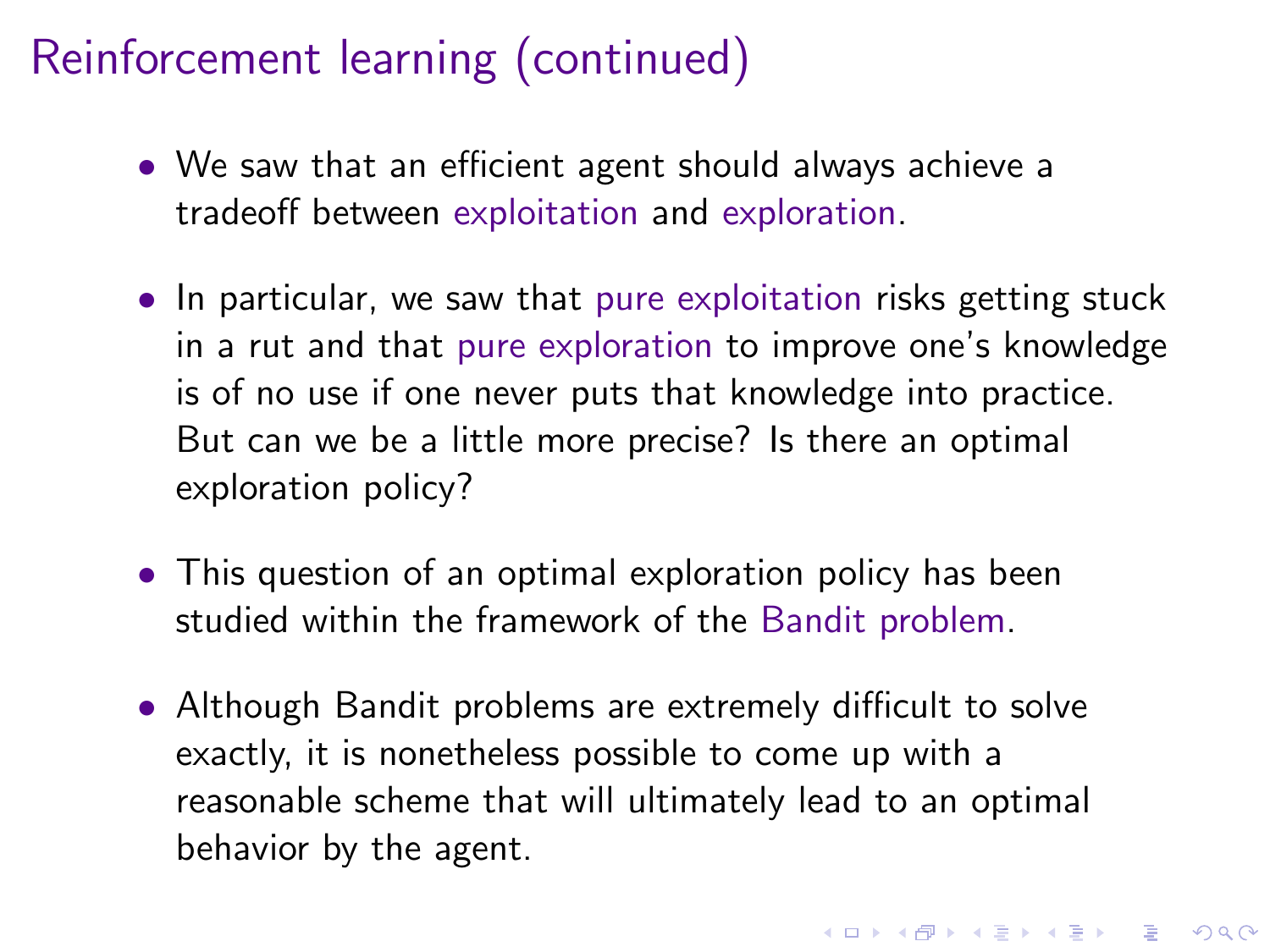# Reinforcement learning (continued)

- We saw that an efficient agent should always achieve a tradeoff between exploitation and exploration.
- In particular, we saw that pure exploitation risks getting stuck in a rut and that pure exploration to improve one's knowledge is of no use if one never puts that knowledge into practice. But can we be a little more precise? Is there an optimal exploration policy?
- This question of an optimal exploration policy has been studied within the framework of the Bandit problem.
- Although Bandit problems are extremely difficult to solve exactly, it is nonetheless possible to come up with a reasonable scheme that will ultimately lead to an optimal behavior by the agent.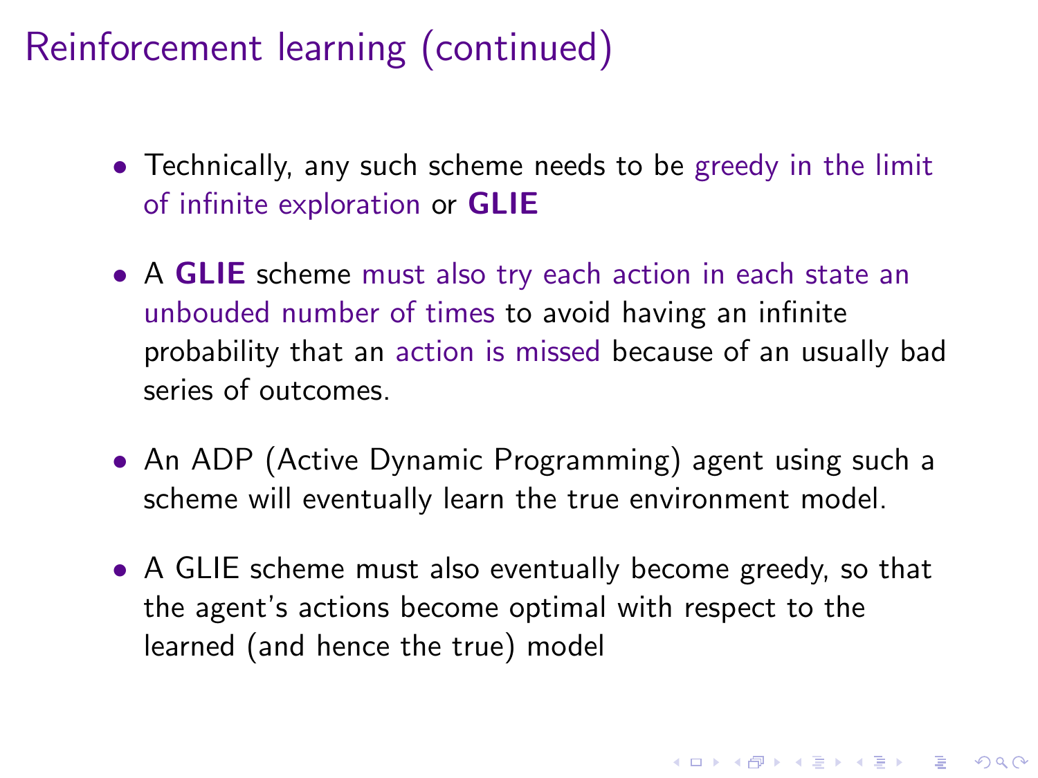# Reinforcement learning (continued)

- Technically, any such scheme needs to be greedy in the limit of infinite exploration or **GLIE**
- A **GLIE** scheme must also try each action in each state an unbouded number of times to avoid having an infinite probability that an action is missed because of an usually bad series of outcomes.
- An ADP (Active Dynamic Programming) agent using such a scheme will eventually learn the true environment model.
- A GLIE scheme must also eventually become greedy, so that the agent's actions become optimal with respect to the learned (and hence the true) model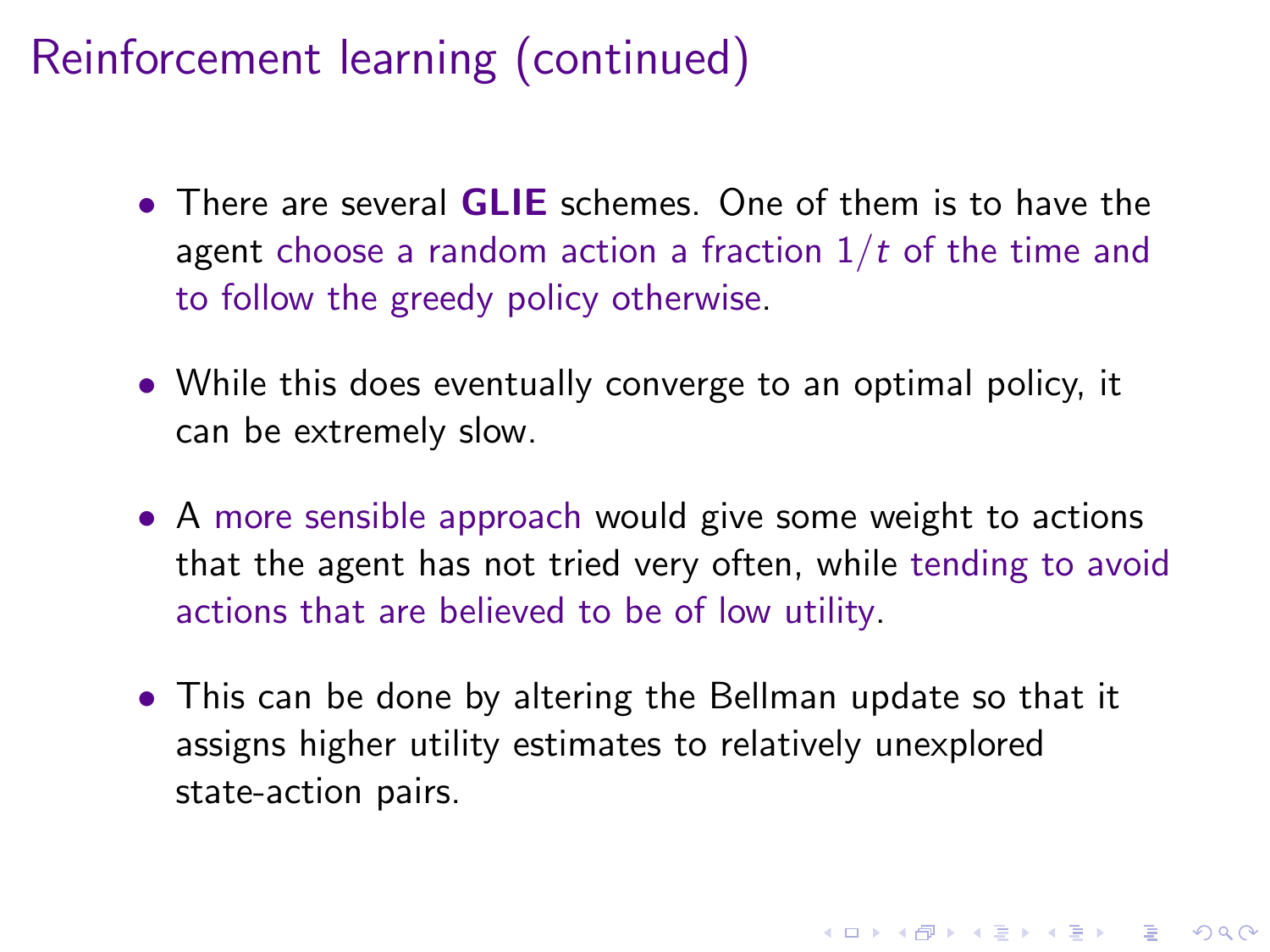# Reinforcement learning (continued)

- There are several **GLIE** schemes. One of them is to have the agent choose a random action a fraction $1/t$ of the time and to follow the greedy policy otherwise.

- While this does eventually converge to an optimal policy, it can be extremely slow.

- A more sensible approach would give some weight to actions that the agent has not tried very often, while tending to avoid actions that are believed to be of low utility.

- This can be done by altering the Bellman update so that it assigns higher utility estimates to relatively unexplored state-action pairs.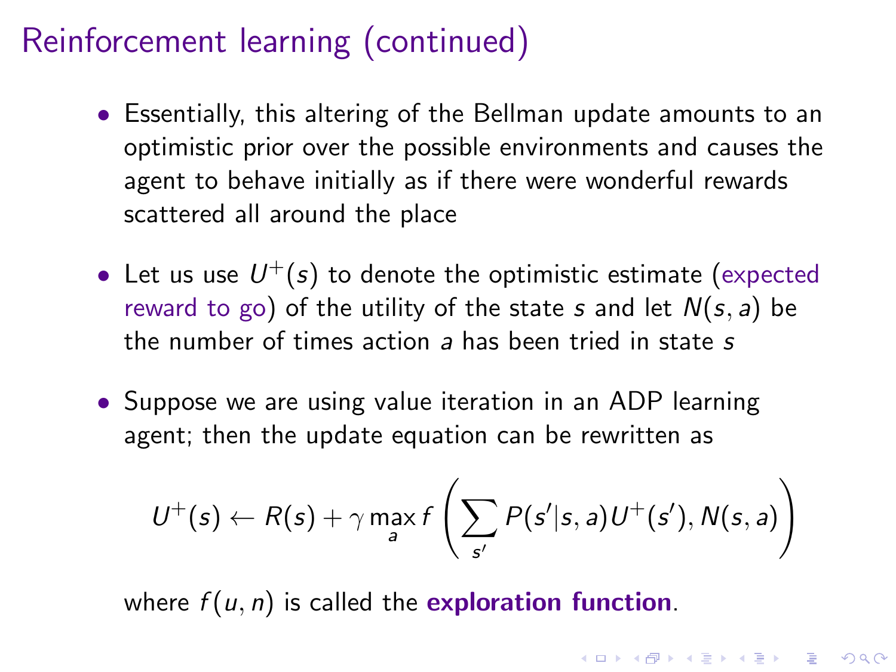# Reinforcement learning (continued)

- Essentially, this altering of the Bellman update amounts to an optimistic prior over the possible environments and causes the agent to behave initially as if there were wonderful rewards scattered all around the place

- Let us use $U^+(s)$ to denote the optimistic estimate (expected reward to go) of the utility of the state $s$ and let $N(s, a)$ be the number of times action $a$ has been tried in state $s$

- Suppose we are using value iteration in an ADP learning agent; then the update equation can be rewritten as

$$U^+(s) \leftarrow R(s) + \gamma \max_a f\left(\sum_{s'} P(s'|s,a)U^+(s'), N(s,a)\right)$$

where $f(u, n)$ is called the **exploration function**.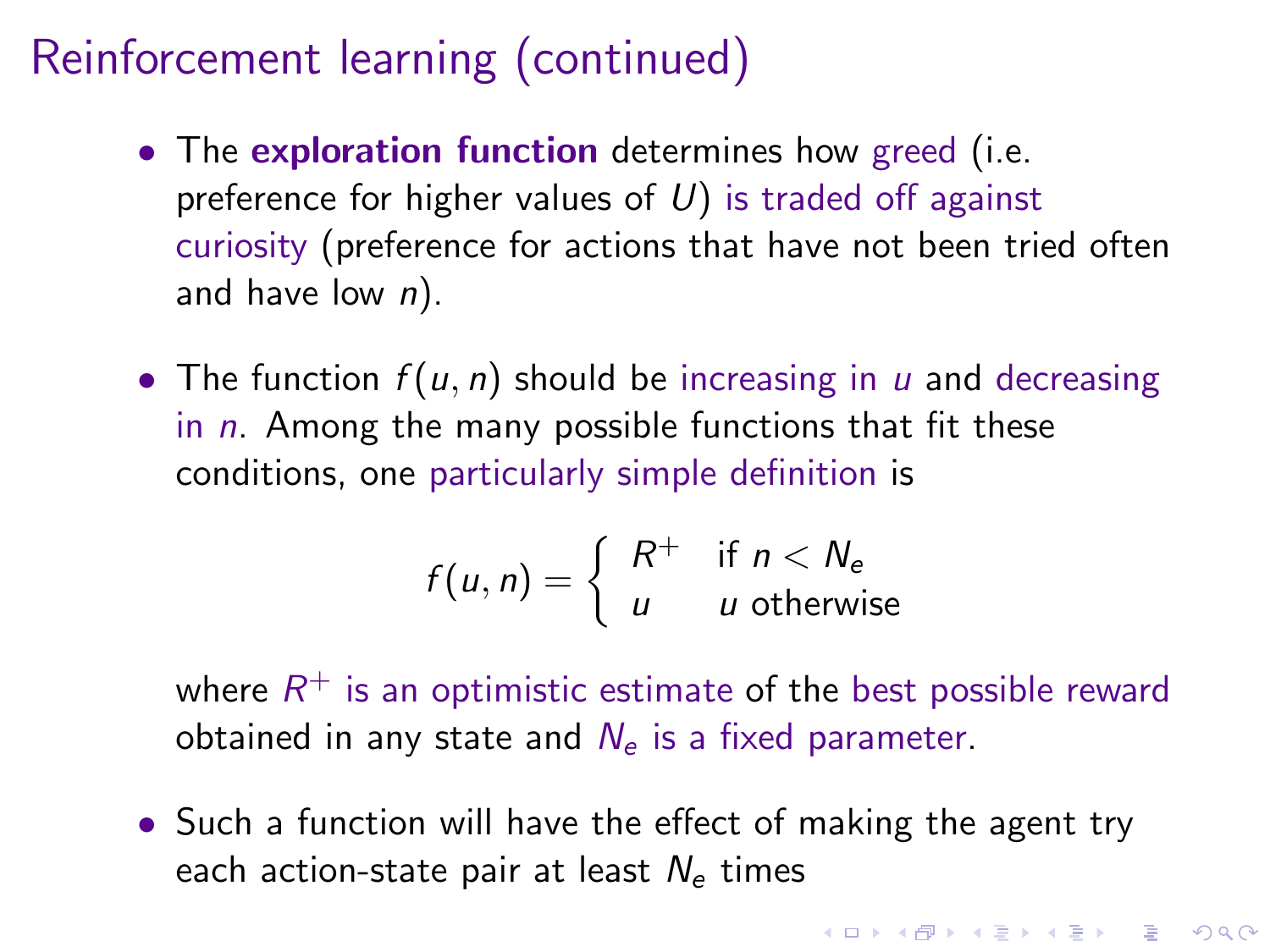# Reinforcement learning (continued)

- The **exploration function** determines how greed (i.e. preference for higher values of $U$) is traded off against curiosity (preference for actions that have not been tried often and have low $n$).

- The function $f(u, n)$ should be increasing in $u$ and decreasing in $n$. Among the many possible functions that fit these conditions, one particularly simple definition is

$$f(u, n) = \begin{cases} R^+ & \text{if } n < N_e \\ u & u \text{ otherwise} \end{cases}$$

  where $R^+$ is an optimistic estimate of the best possible reward obtained in any state and $N_e$ is a fixed parameter.

- Such a function will have the effect of making the agent try each action-state pair at least $N_e$ times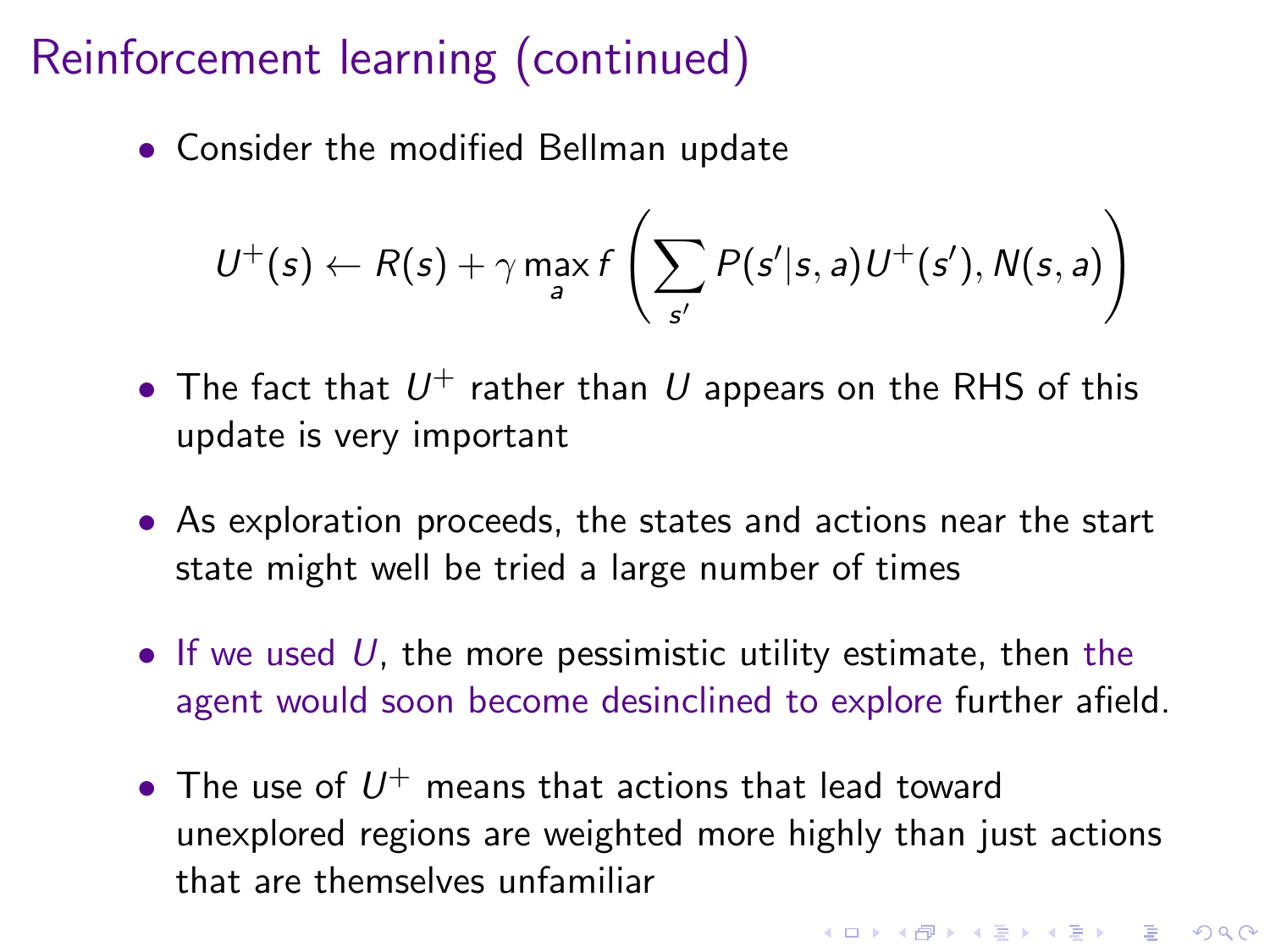# Reinforcement learning (continued)

- Consider the modified Bellman update

$$U^+(s) \leftarrow R(s) + \gamma \max_a f\left(\sum_{s'} P(s'|s,a)U^+(s'), N(s,a)\right)$$

- The fact that $U^+$ rather than $U$ appears on the RHS of this update is very important
- As exploration proceeds, the states and actions near the start state might well be tried a large number of times
- If we used $U$, the more pessimistic utility estimate, then the agent would soon become desinclined to explore further afield.
- The use of $U^+$ means that actions that lead toward unexplored regions are weighted more highly than just actions that are themselves unfamiliar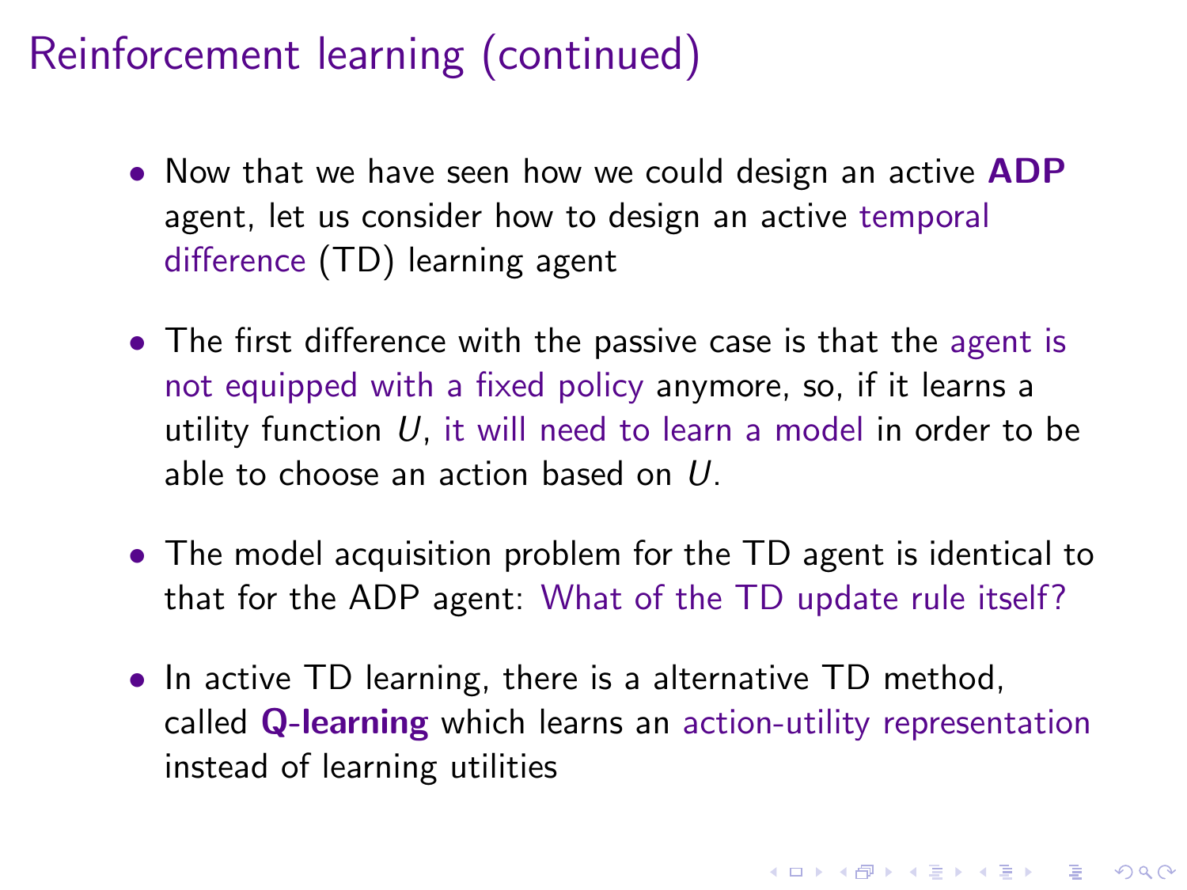# Reinforcement learning (continued)

- Now that we have seen how we could design an active **ADP** agent, let us consider how to design an active temporal difference (TD) learning agent

- The first difference with the passive case is that the agent is not equipped with a fixed policy anymore, so, if it learns a utility function $U$, it will need to learn a model in order to be able to choose an action based on $U$.

- The model acquisition problem for the TD agent is identical to that for the ADP agent: What of the TD update rule itself?

- In active TD learning, there is a alternative TD method, called **Q-learning** which learns an action-utility representation instead of learning utilities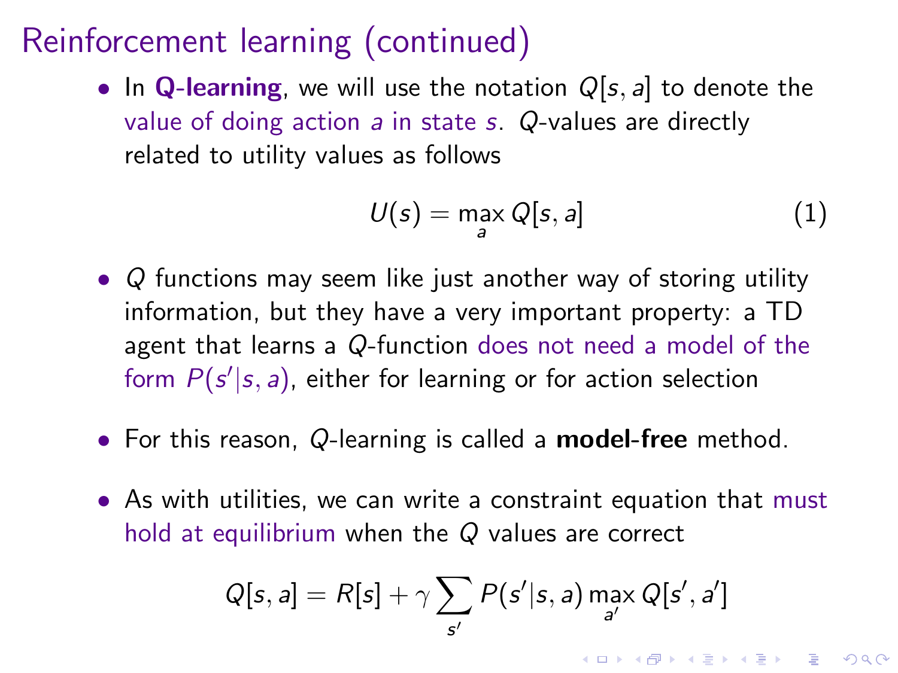# Reinforcement learning (continued)

- In **Q-learning**, we will use the notation $Q[s, a]$ to denote the value of doing action $a$ in state $s$. $Q$-values are directly related to utility values as follows

$$U(s) = \max_a Q[s, a] \tag{1}$$

- $Q$ functions may seem like just another way of storing utility information, but they have a very important property: a TD agent that learns a $Q$-function does not need a model of the form $P(s'|s, a)$, either for learning or for action selection

- For this reason, $Q$-learning is called a **model-free** method.

- As with utilities, we can write a constraint equation that must hold at equilibrium when the $Q$ values are correct

$$Q[s, a] = R[s] + \gamma \sum_{s'} P(s'|s, a) \max_{a'} Q[s', a']$$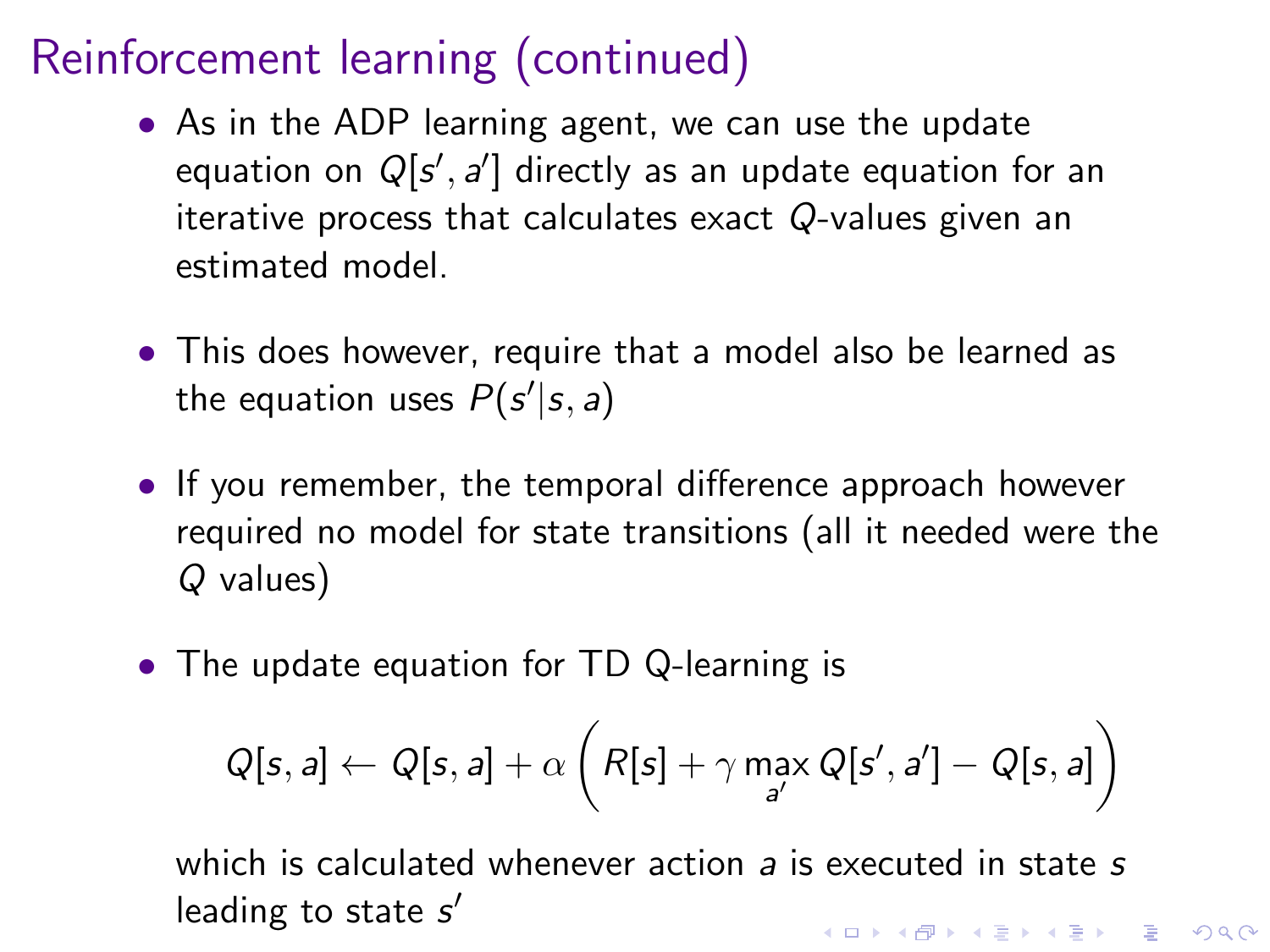# Reinforcement learning (continued)

- As in the ADP learning agent, we can use the update equation on $Q[s', a']$ directly as an update equation for an iterative process that calculates exact $Q$-values given an estimated model.

- This does however, require that a model also be learned as the equation uses $P(s'|s, a)$

- If you remember, the temporal difference approach however required no model for state transitions (all it needed were the $Q$ values)

- The update equation for TD Q-learning is

$$Q[s, a] \leftarrow Q[s, a] + \alpha \left( R[s] + \gamma \max_{a'} Q[s', a'] - Q[s, a] \right)$$

  which is calculated whenever action $a$ is executed in state $s$ leading to state $s'$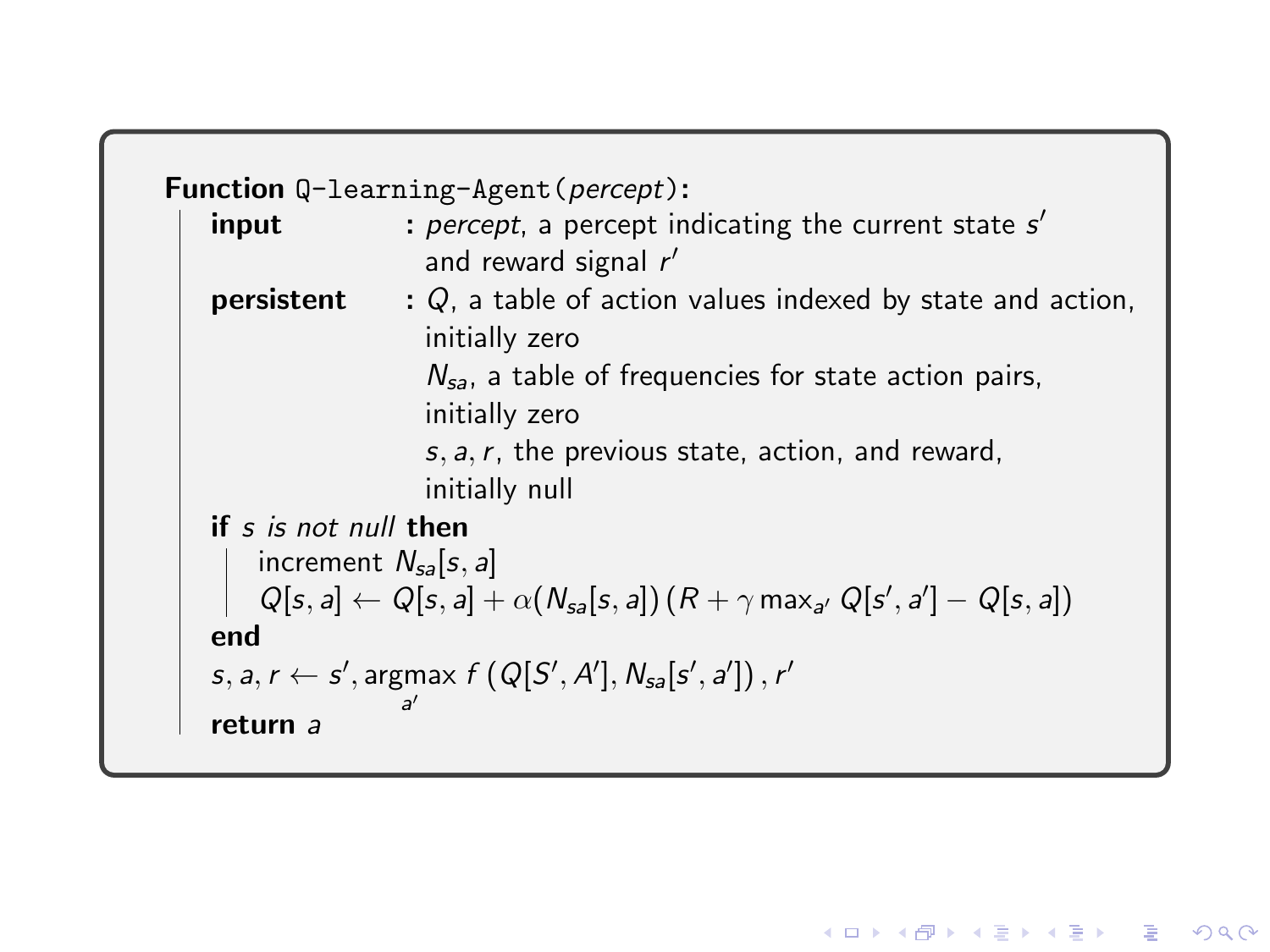**Function** `Q-learning-Agent`(*percept*):

**input** : *percept*, a percept indicating the current state $s'$ and reward signal $r'$

**persistent** : $Q$, a table of action values indexed by state and action, initially zero

$N_{sa}$, a table of frequencies for state action pairs, initially zero

$s, a, r$, the previous state, action, and reward, initially null

**if** *s is not null* **then**

  increment $N_{sa}[s, a]$

  $Q[s, a] \leftarrow Q[s, a] + \alpha(N_{sa}[s, a])\,(R + \gamma \max_{a'} Q[s', a'] - Q[s, a])$

**end**

$s, a, r \leftarrow s', \underset{a'}{\text{argmax}}\ f\left(Q[S', A'], N_{sa}[s', a']\right), r'$

**return** $a$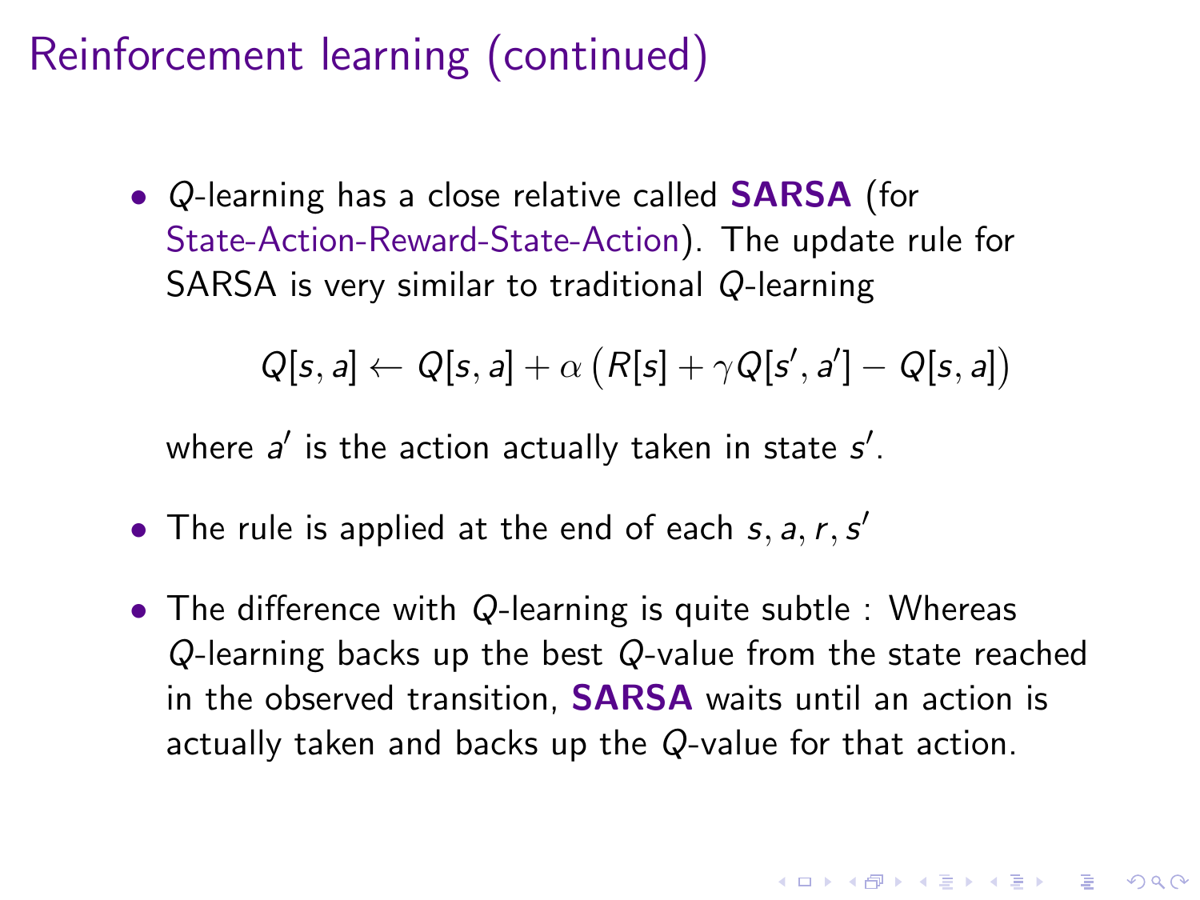# Reinforcement learning (continued)

- $Q$-learning has a close relative called **SARSA** (for State-Action-Reward-State-Action). The update rule for SARSA is very similar to traditional $Q$-learning

$$Q[s, a] \leftarrow Q[s, a] + \alpha \left( R[s] + \gamma Q[s', a'] - Q[s, a] \right)$$

  where $a'$ is the action actually taken in state $s'$.

- The rule is applied at the end of each $s, a, r, s'$

- The difference with $Q$-learning is quite subtle : Whereas $Q$-learning backs up the best $Q$-value from the state reached in the observed transition, **SARSA** waits until an action is actually taken and backs up the $Q$-value for that action.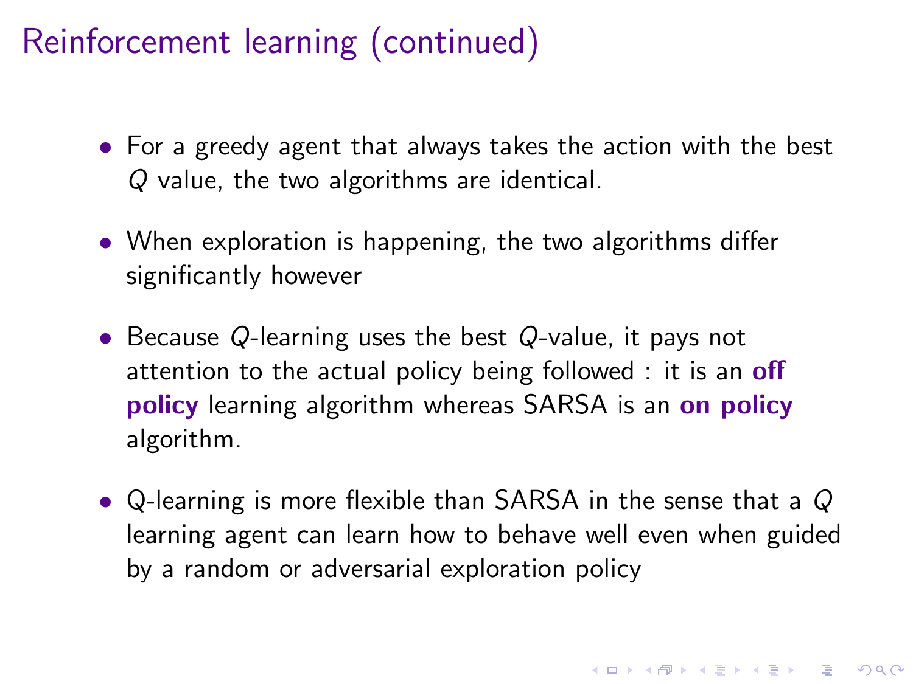# Reinforcement learning (continued)

- For a greedy agent that always takes the action with the best $Q$ value, the two algorithms are identical.
- When exploration is happening, the two algorithms differ significantly however
- Because $Q$-learning uses the best $Q$-value, it pays not attention to the actual policy being followed : it is an **off policy** learning algorithm whereas SARSA is an **on policy** algorithm.
- Q-learning is more flexible than SARSA in the sense that a $Q$ learning agent can learn how to behave well even when guided by a random or adversarial exploration policy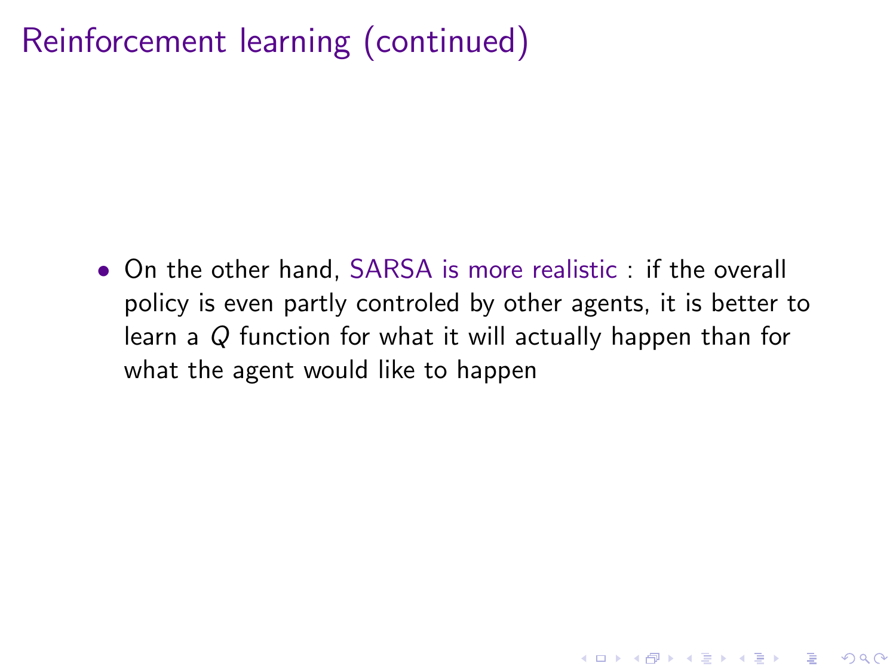# Reinforcement learning (continued)

- On the other hand, SARSA is more realistic : if the overall policy is even partly controled by other agents, it is better to learn a $Q$ function for what it will actually happen than for what the agent would like to happen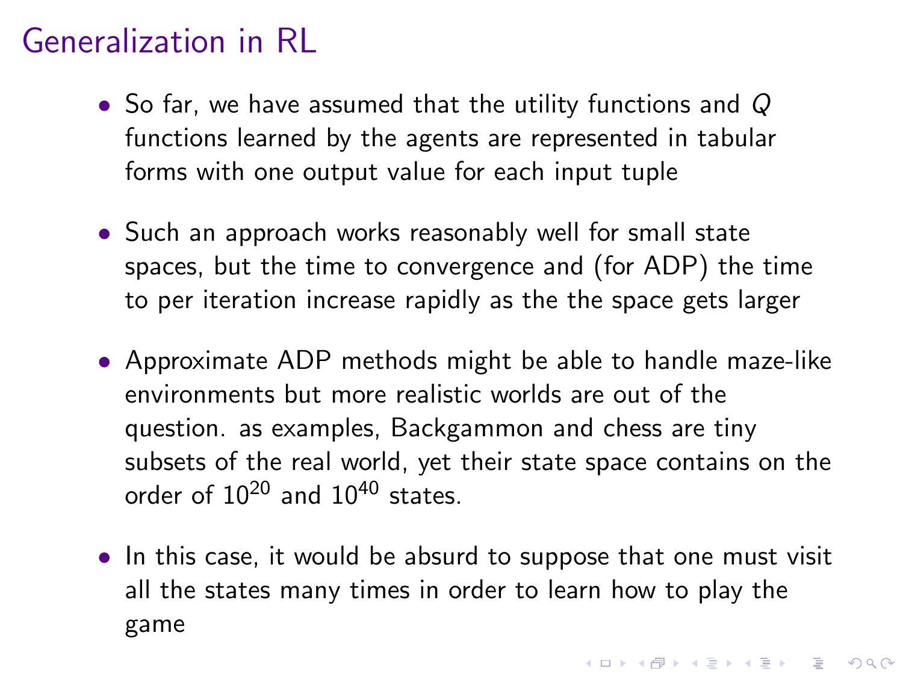# Generalization in RL

- So far, we have assumed that the utility functions and $Q$ functions learned by the agents are represented in tabular forms with one output value for each input tuple
- Such an approach works reasonably well for small state spaces, but the time to convergence and (for ADP) the time to per iteration increase rapidly as the the space gets larger
- Approximate ADP methods might be able to handle maze-like environments but more realistic worlds are out of the question. as examples, Backgammon and chess are tiny subsets of the real world, yet their state space contains on the order of $10^{20}$ and $10^{40}$ states.
- In this case, it would be absurd to suppose that one must visit all the states many times in order to learn how to play the game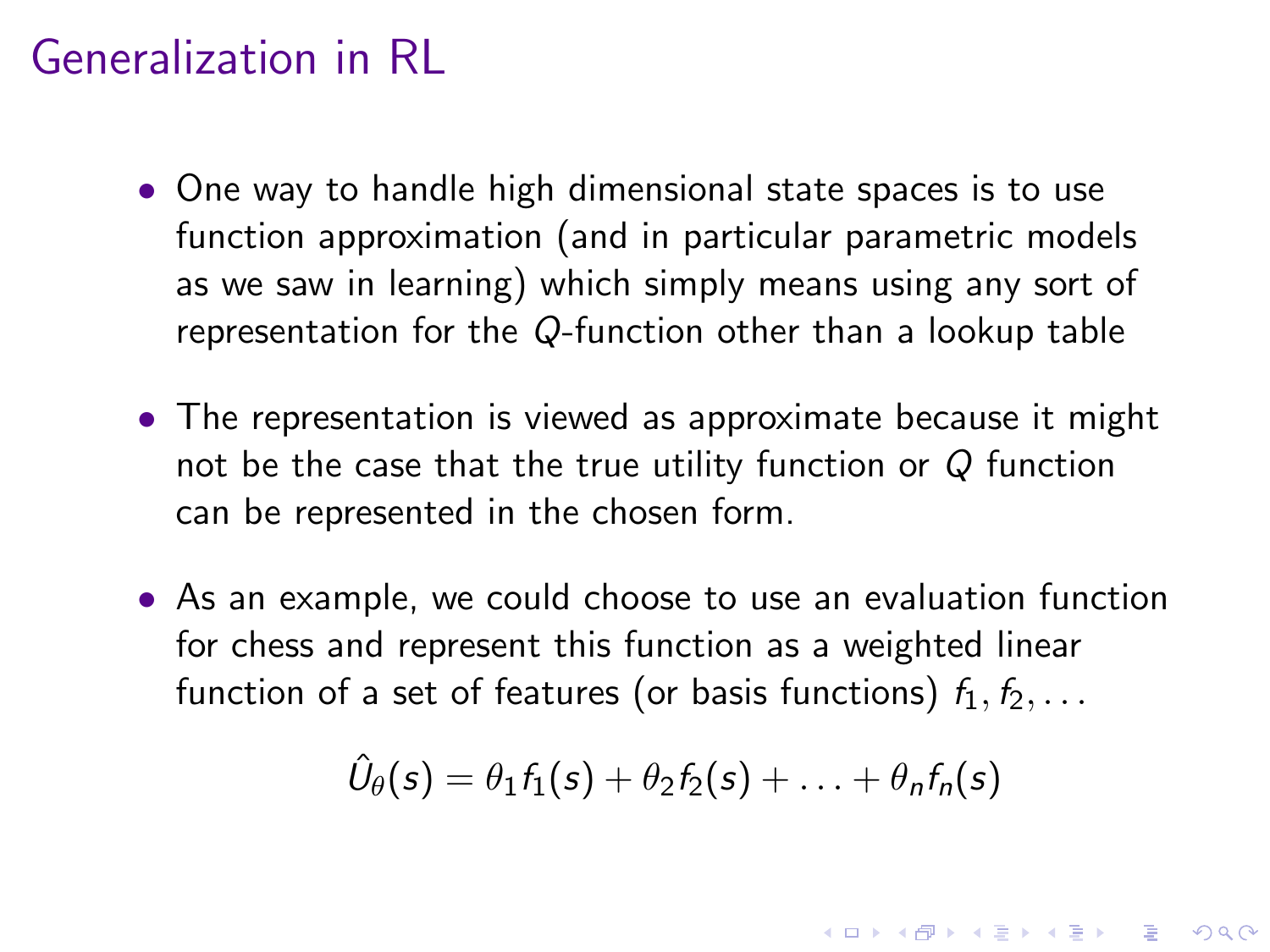# Generalization in RL

- One way to handle high dimensional state spaces is to use function approximation (and in particular parametric models as we saw in learning) which simply means using any sort of representation for the $Q$-function other than a lookup table

- The representation is viewed as approximate because it might not be the case that the true utility function or $Q$ function can be represented in the chosen form.

- As an example, we could choose to use an evaluation function for chess and represent this function as a weighted linear function of a set of features (or basis functions) $f_1, f_2, \ldots$

$$\hat{U}_\theta(s) = \theta_1 f_1(s) + \theta_2 f_2(s) + \ldots + \theta_n f_n(s)$$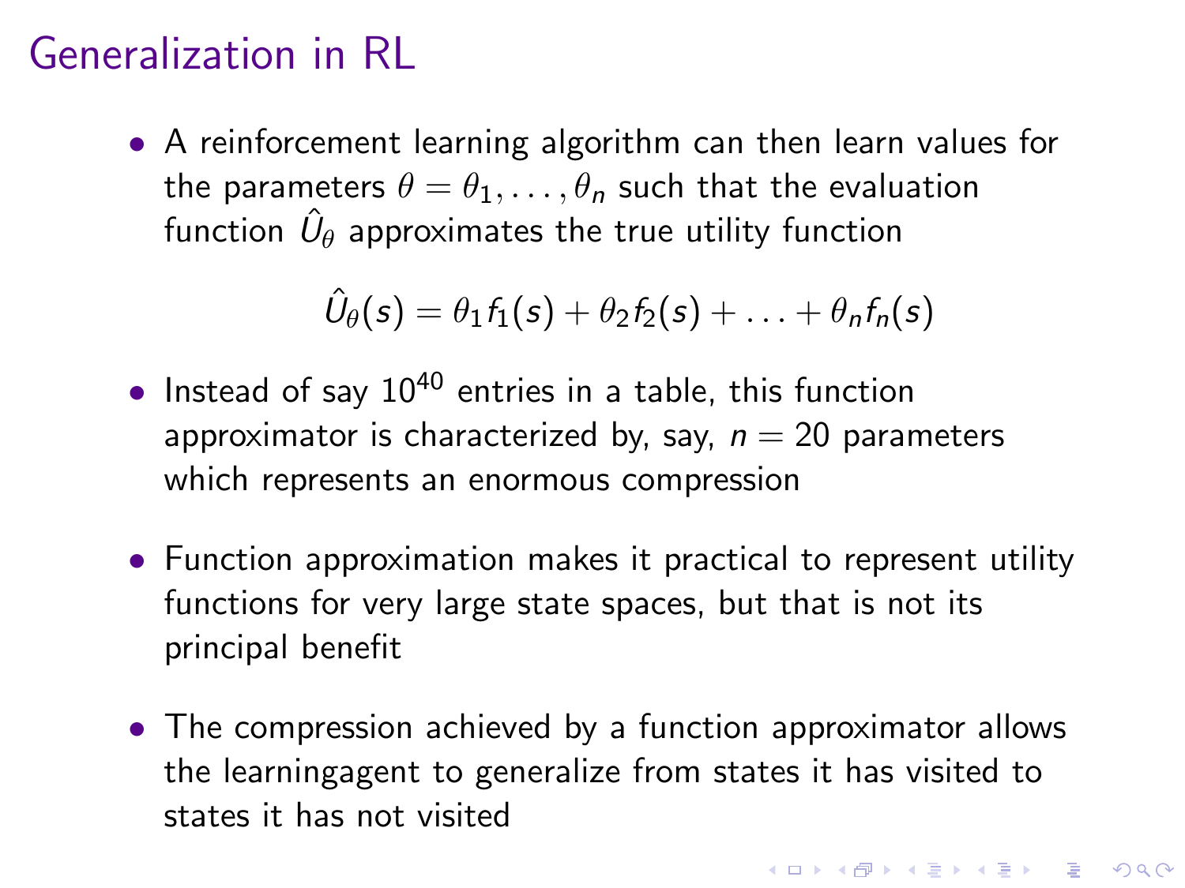# Generalization in RL

- A reinforcement learning algorithm can then learn values for the parameters $\theta = \theta_1, \ldots, \theta_n$ such that the evaluation function $\hat{U}_\theta$ approximates the true utility function

$$\hat{U}_\theta(s) = \theta_1 f_1(s) + \theta_2 f_2(s) + \ldots + \theta_n f_n(s)$$

- Instead of say $10^{40}$ entries in a table, this function approximator is characterized by, say, $n = 20$ parameters which represents an enormous compression

- Function approximation makes it practical to represent utility functions for very large state spaces, but that is not its principal benefit

- The compression achieved by a function approximator allows the learningagent to generalize from states it has visited to states it has not visited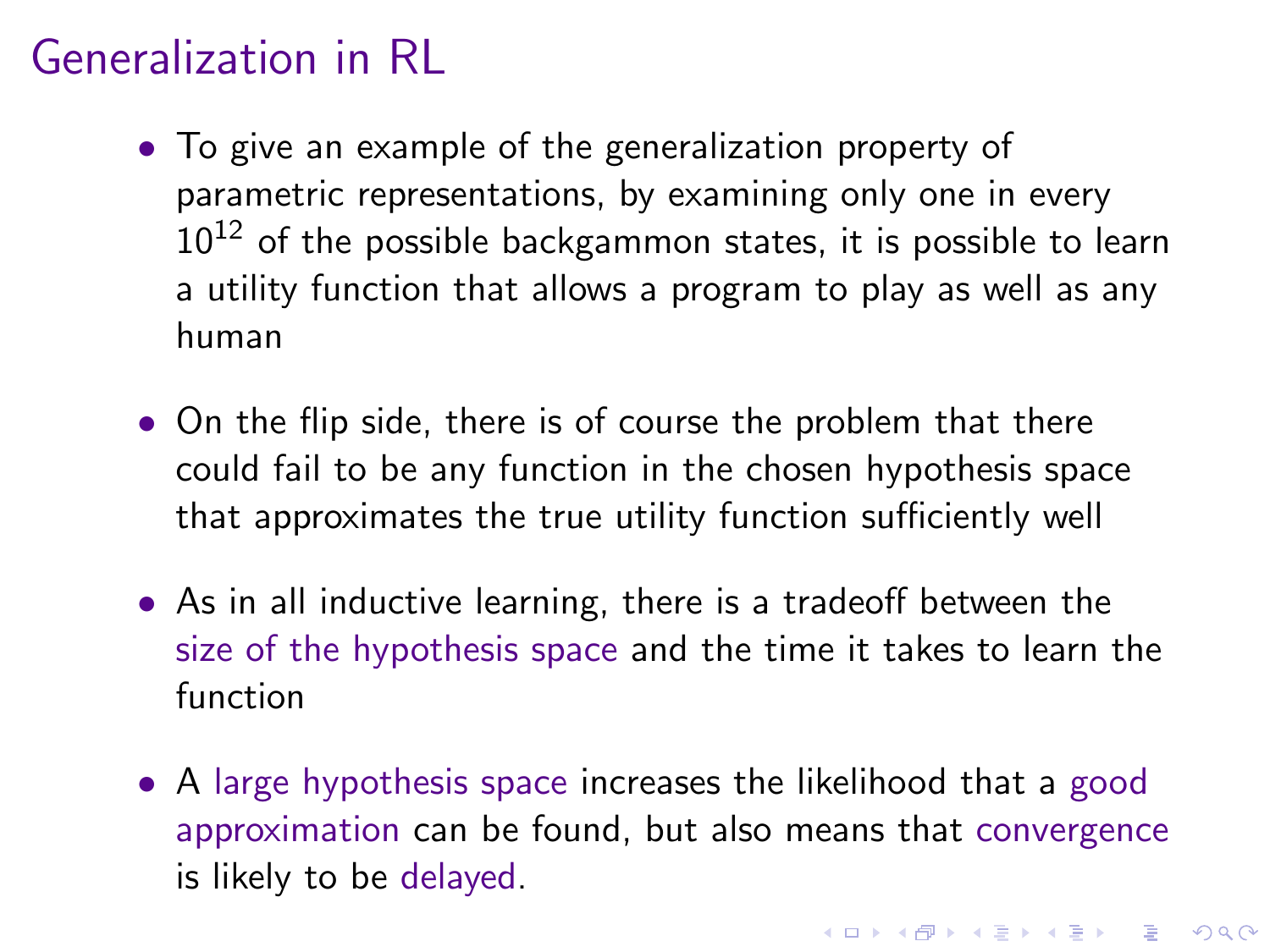# Generalization in RL

- To give an example of the generalization property of parametric representations, by examining only one in every $10^{12}$ of the possible backgammon states, it is possible to learn a utility function that allows a program to play as well as any human

- On the flip side, there is of course the problem that there could fail to be any function in the chosen hypothesis space that approximates the true utility function sufficiently well

- As in all inductive learning, there is a tradeoff between the size of the hypothesis space and the time it takes to learn the function

- A large hypothesis space increases the likelihood that a good approximation can be found, but also means that convergence is likely to be delayed.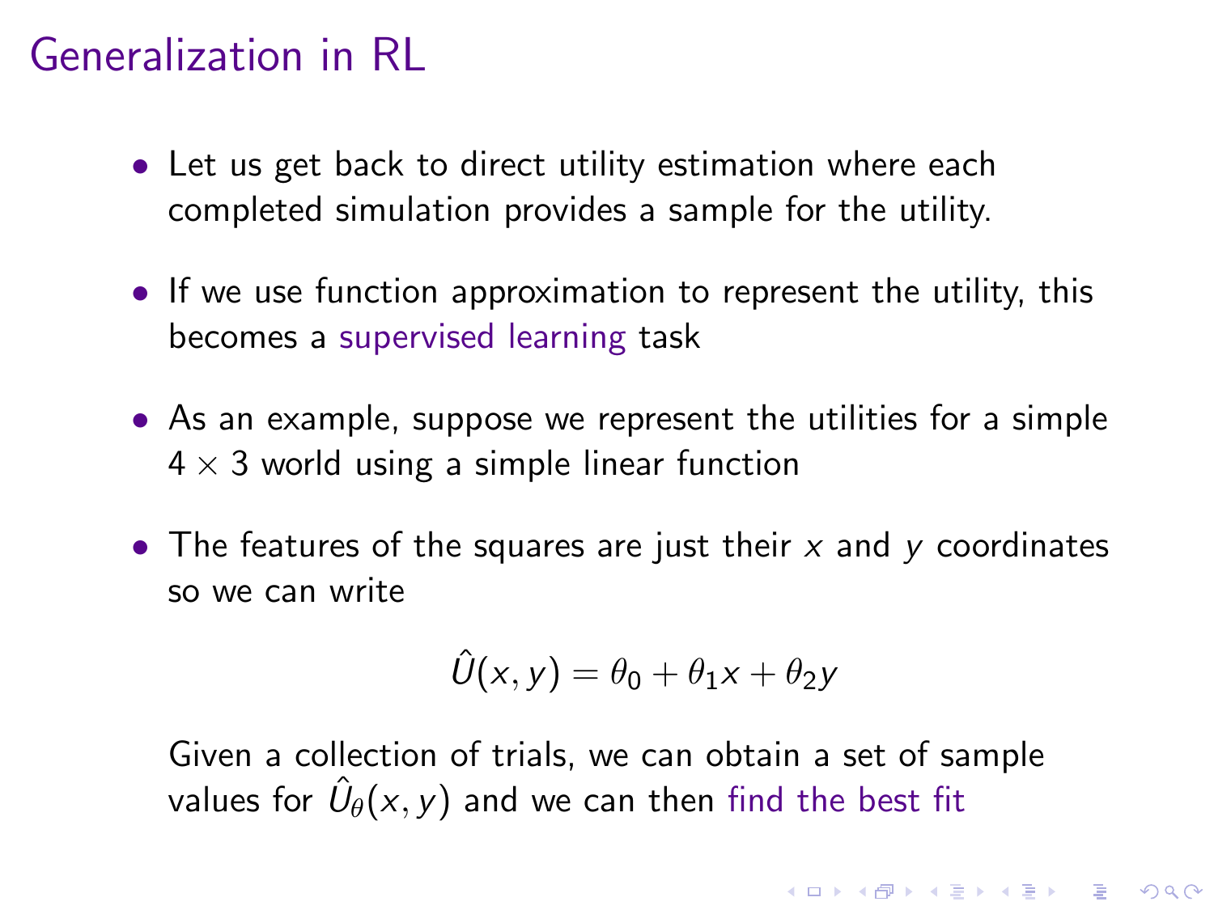# Generalization in RL

- Let us get back to direct utility estimation where each completed simulation provides a sample for the utility.
- If we use function approximation to represent the utility, this becomes a supervised learning task
- As an example, suppose we represent the utilities for a simple $4 \times 3$ world using a simple linear function
- The features of the squares are just their $x$ and $y$ coordinates so we can write

$$\hat{U}(x, y) = \theta_0 + \theta_1 x + \theta_2 y$$

  Given a collection of trials, we can obtain a set of sample values for $\hat{U}_\theta(x, y)$ and we can then find the best fit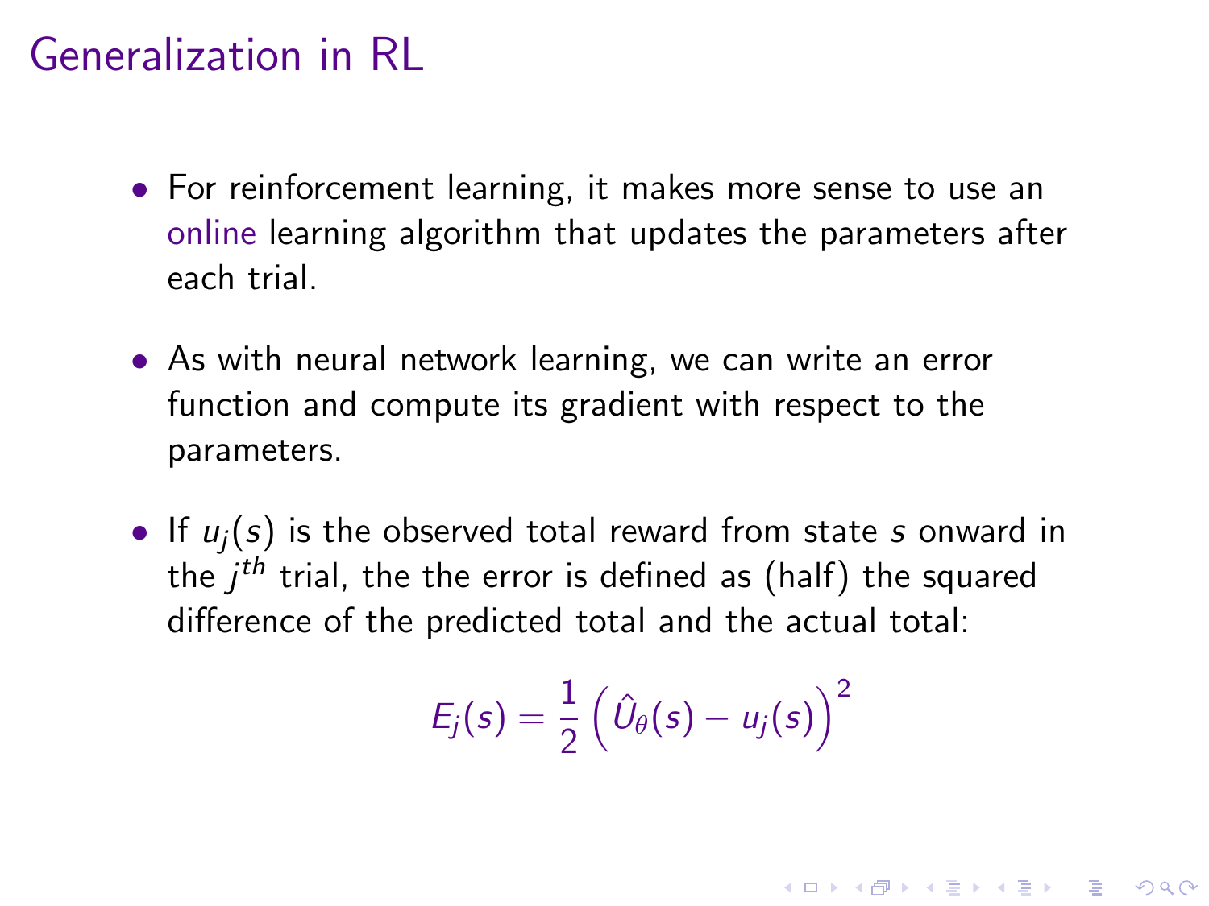# Generalization in RL

- For reinforcement learning, it makes more sense to use an online learning algorithm that updates the parameters after each trial.
- As with neural network learning, we can write an error function and compute its gradient with respect to the parameters.
- If $u_j(s)$ is the observed total reward from state $s$ onward in the $j^{th}$ trial, the the error is defined as (half) the squared difference of the predicted total and the actual total:

$$E_j(s) = \frac{1}{2}\left(\hat{U}_\theta(s) - u_j(s)\right)^2$$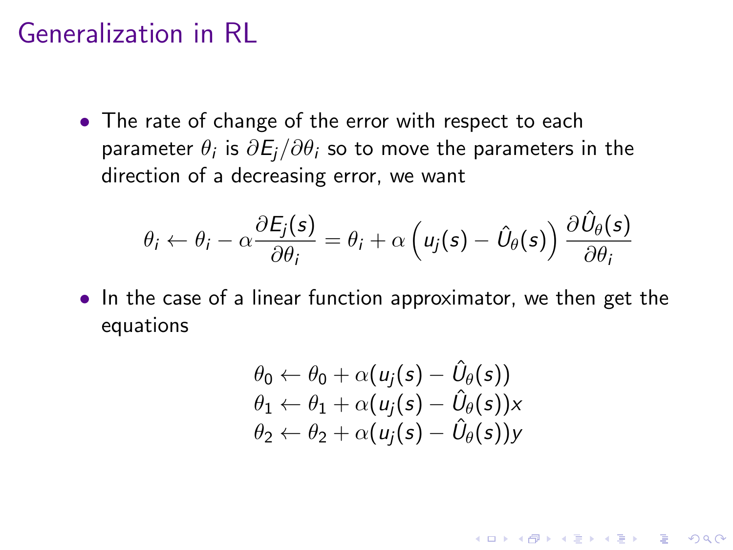# Generalization in RL

- The rate of change of the error with respect to each parameter $\theta_i$ is $\partial E_j / \partial \theta_i$ so to move the parameters in the direction of a decreasing error, we want

$$\theta_i \leftarrow \theta_i - \alpha \frac{\partial E_j(s)}{\partial \theta_i} = \theta_i + \alpha \left( u_j(s) - \hat{U}_\theta(s) \right) \frac{\partial \hat{U}_\theta(s)}{\partial \theta_i}$$

- In the case of a linear function approximator, we then get the equations

$$\begin{aligned}
\theta_0 &\leftarrow \theta_0 + \alpha(u_j(s) - \hat{U}_\theta(s)) \\
\theta_1 &\leftarrow \theta_1 + \alpha(u_j(s) - \hat{U}_\theta(s))x \\
\theta_2 &\leftarrow \theta_2 + \alpha(u_j(s) - \hat{U}_\theta(s))y
\end{aligned}$$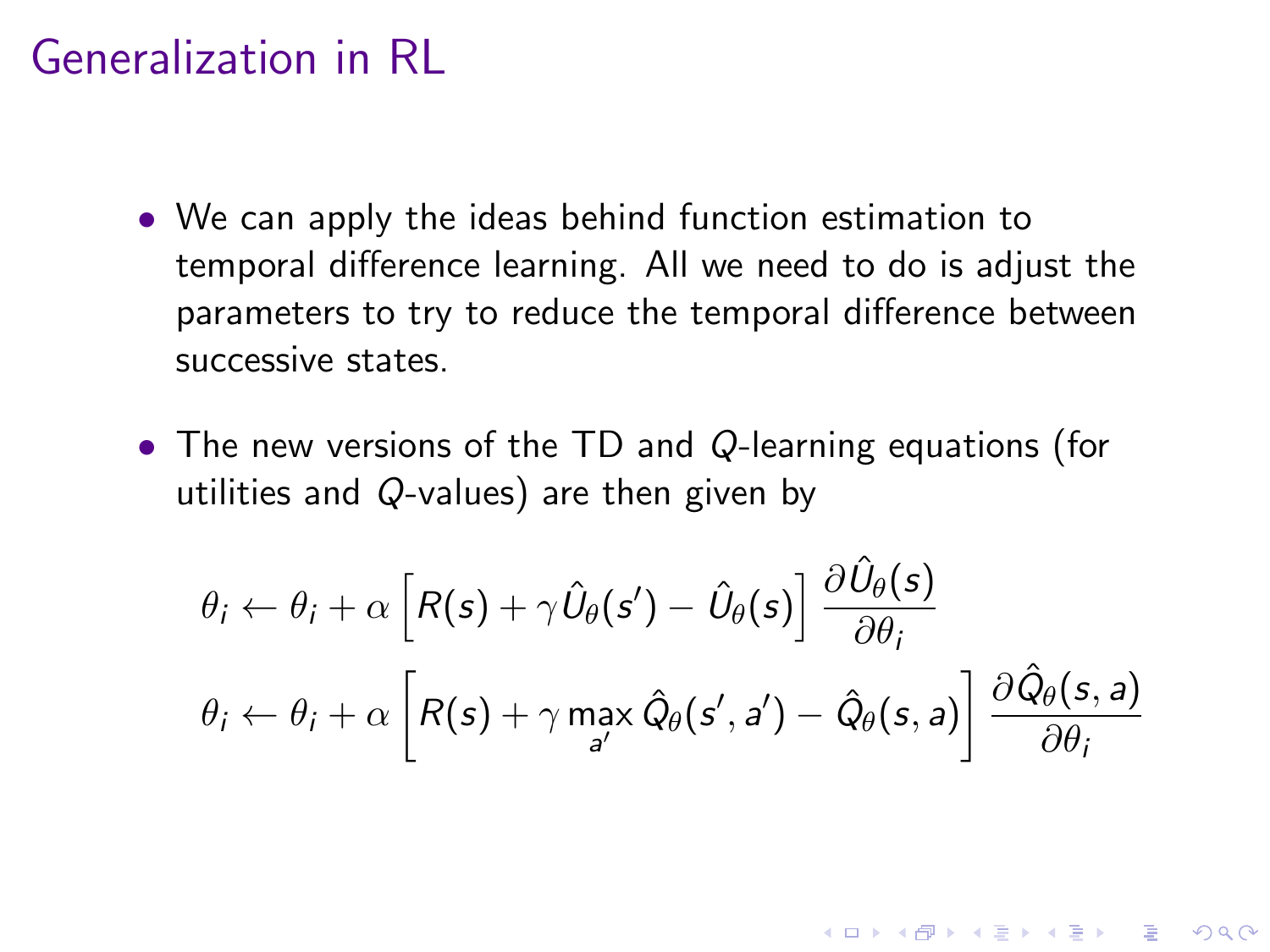# Generalization in RL

- We can apply the ideas behind function estimation to temporal difference learning. All we need to do is adjust the parameters to try to reduce the temporal difference between successive states.

- The new versions of the TD and $Q$-learning equations (for utilities and $Q$-values) are then given by

$$\theta_i \leftarrow \theta_i + \alpha \left[ R(s) + \gamma \hat{U}_\theta(s') - \hat{U}_\theta(s) \right] \frac{\partial \hat{U}_\theta(s)}{\partial \theta_i}$$

$$\theta_i \leftarrow \theta_i + \alpha \left[ R(s) + \gamma \max_{a'} \hat{Q}_\theta(s', a') - \hat{Q}_\theta(s, a) \right] \frac{\partial \hat{Q}_\theta(s, a)}{\partial \theta_i}$$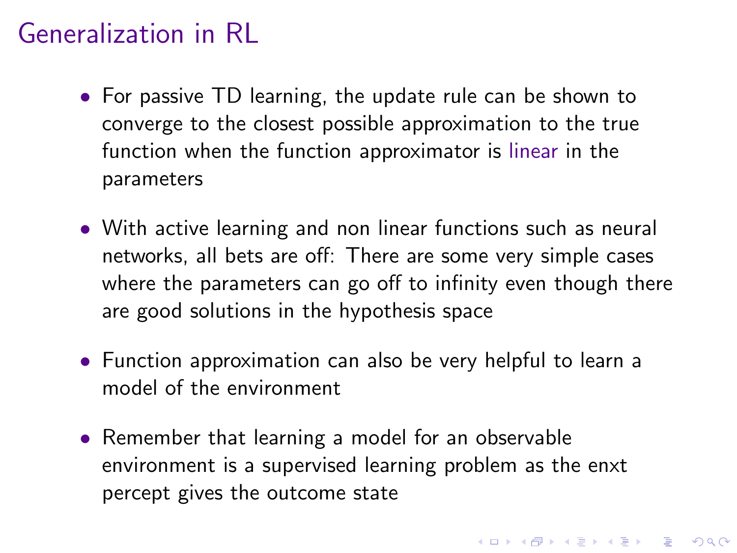# Generalization in RL

- For passive TD learning, the update rule can be shown to converge to the closest possible approximation to the true function when the function approximator is linear in the parameters
- With active learning and non linear functions such as neural networks, all bets are off: There are some very simple cases where the parameters can go off to infinity even though there are good solutions in the hypothesis space
- Function approximation can also be very helpful to learn a model of the environment
- Remember that learning a model for an observable environment is a supervised learning problem as the enxt percept gives the outcome state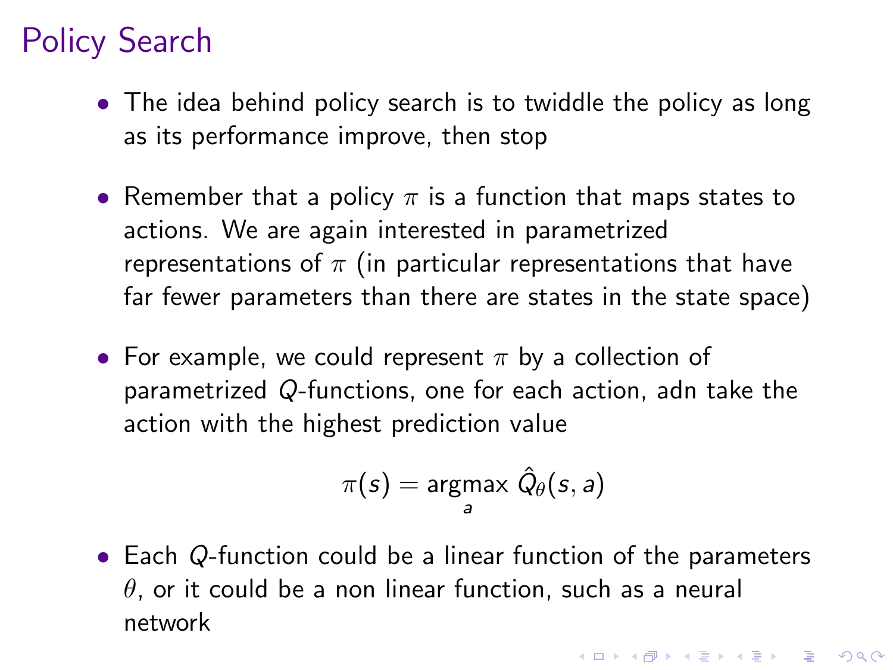# Policy Search

- The idea behind policy search is to twiddle the policy as long as its performance improve, then stop
- Remember that a policy $\pi$ is a function that maps states to actions. We are again interested in parametrized representations of $\pi$ (in particular representations that have far fewer parameters than there are states in the state space)
- For example, we could represent $\pi$ by a collection of parametrized $Q$-functions, one for each action, adn take the action with the highest prediction value

$$\pi(s) = \underset{a}{\operatorname{argmax}}\ \hat{Q}_\theta(s, a)$$

- Each $Q$-function could be a linear function of the parameters $\theta$, or it could be a non linear function, such as a neural network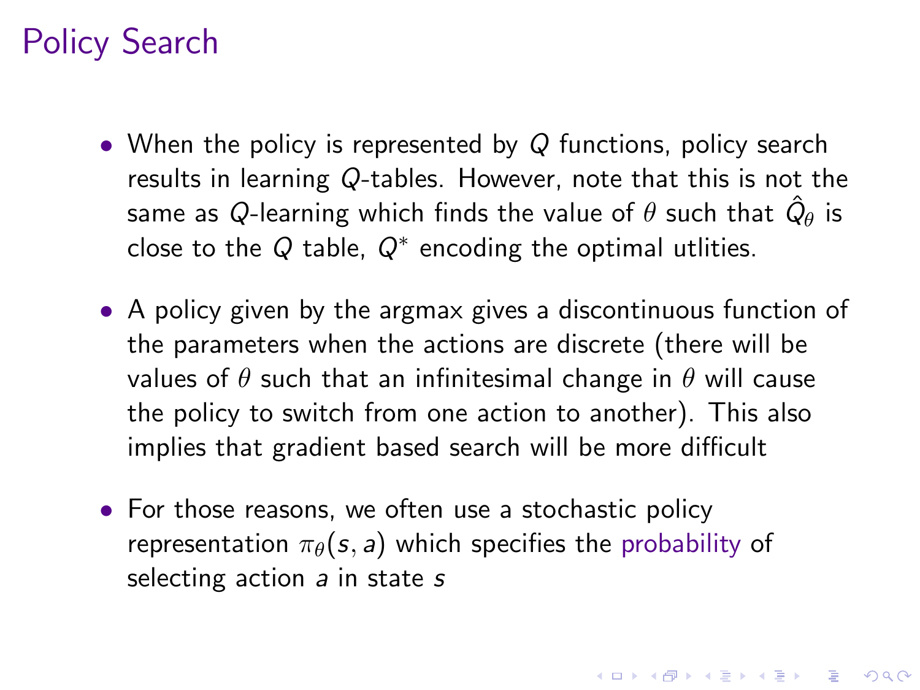# Policy Search

- When the policy is represented by $Q$ functions, policy search results in learning $Q$-tables. However, note that this is not the same as $Q$-learning which finds the value of $\theta$ such that $\hat{Q}_\theta$ is close to the $Q$ table, $Q^*$ encoding the optimal utlities.

- A policy given by the argmax gives a discontinuous function of the parameters when the actions are discrete (there will be values of $\theta$ such that an infinitesimal change in $\theta$ will cause the policy to switch from one action to another). This also implies that gradient based search will be more difficult

- For those reasons, we often use a stochastic policy representation $\pi_\theta(s, a)$ which specifies the probability of selecting action $a$ in state $s$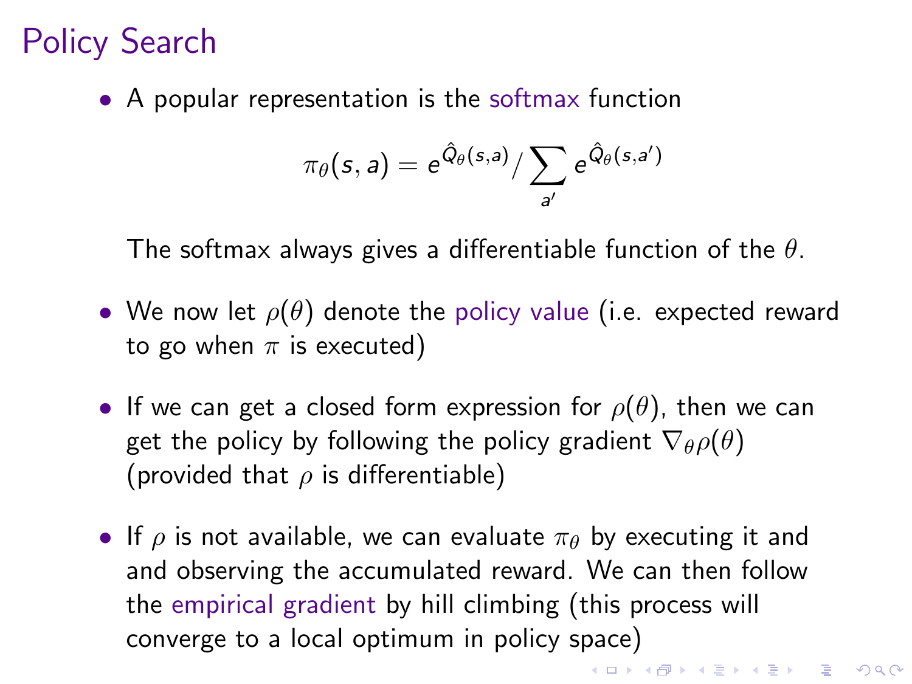# Policy Search

- A popular representation is the softmax function

$$\pi_\theta(s,a) = e^{\hat{Q}_\theta(s,a)} / \sum_{a'} e^{\hat{Q}_\theta(s,a')}$$

  The softmax always gives a differentiable function of the $\theta$.

- We now let $\rho(\theta)$ denote the policy value (i.e. expected reward to go when $\pi$ is executed)

- If we can get a closed form expression for $\rho(\theta)$, then we can get the policy by following the policy gradient $\nabla_\theta \rho(\theta)$ (provided that $\rho$ is differentiable)

- If $\rho$ is not available, we can evaluate $\pi_\theta$ by executing it and and observing the accumulated reward. We can then follow the empirical gradient by hill climbing (this process will converge to a local optimum in policy space)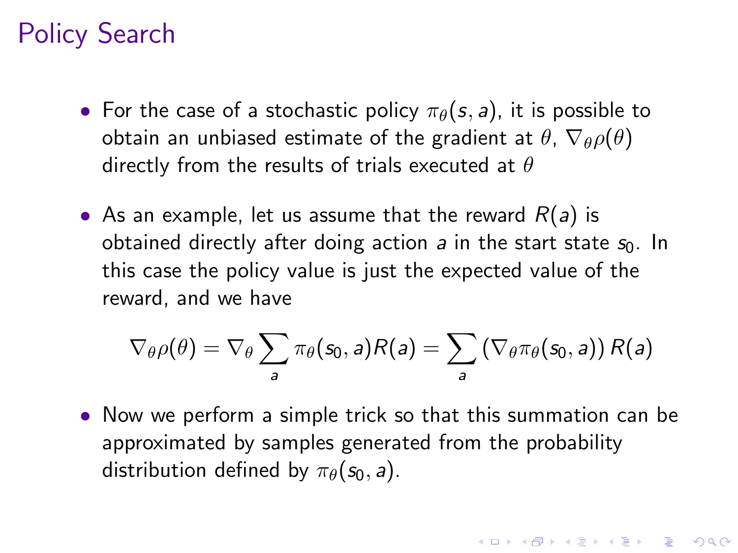# Policy Search

- For the case of a stochastic policy $\pi_\theta(s, a)$, it is possible to obtain an unbiased estimate of the gradient at $\theta$, $\nabla_\theta \rho(\theta)$ directly from the results of trials executed at $\theta$

- As an example, let us assume that the reward $R(a)$ is obtained directly after doing action $a$ in the start state $s_0$. In this case the policy value is just the expected value of the reward, and we have

$$\nabla_\theta \rho(\theta) = \nabla_\theta \sum_a \pi_\theta(s_0, a) R(a) = \sum_a \left(\nabla_\theta \pi_\theta(s_0, a)\right) R(a)$$

- Now we perform a simple trick so that this summation can be approximated by samples generated from the probability distribution defined by $\pi_\theta(s_0, a)$.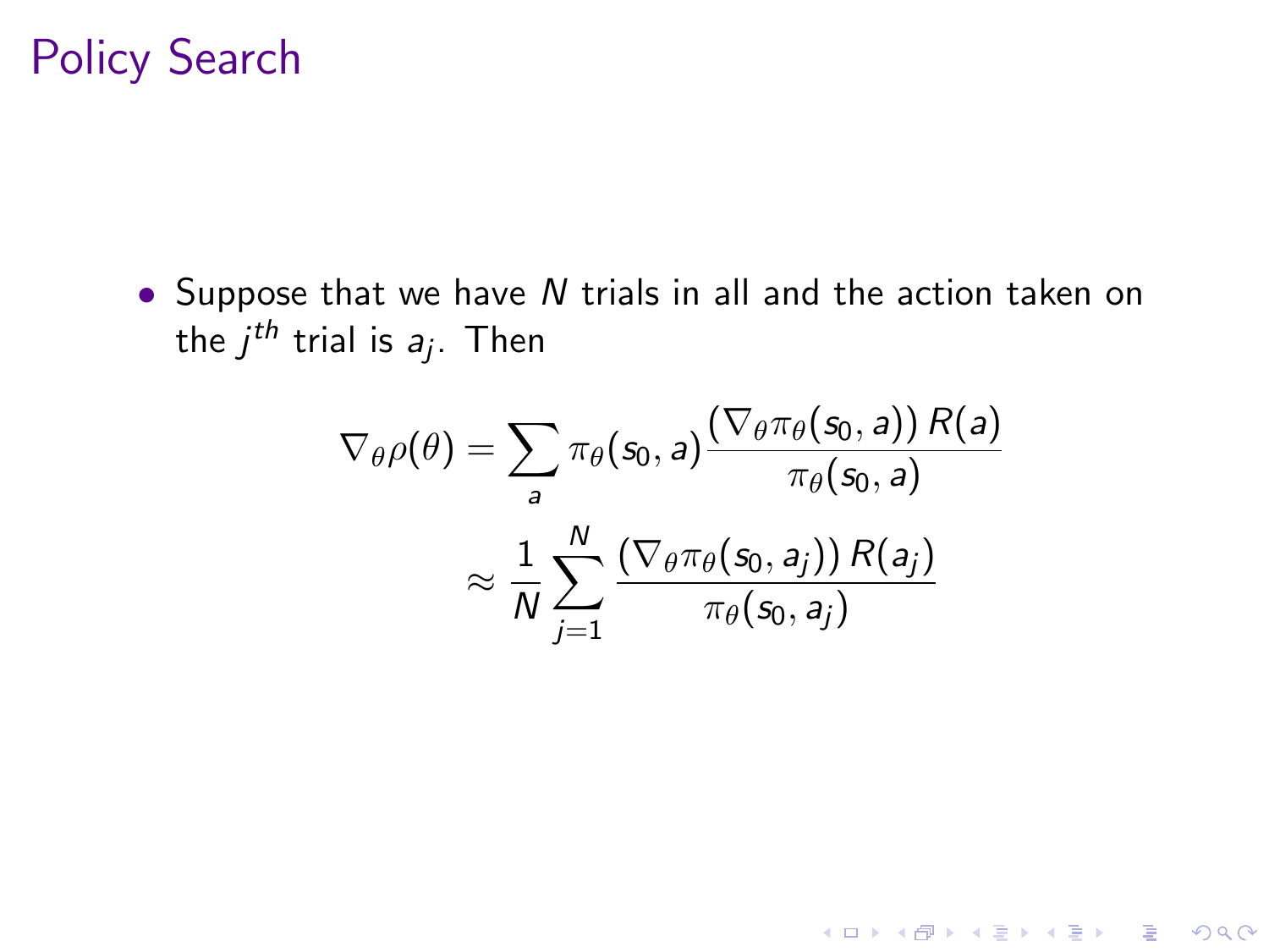# Policy Search

- Suppose that we have $N$ trials in all and the action taken on the $j^{th}$ trial is $a_j$. Then

$$
\begin{aligned}
\nabla_\theta \rho(\theta) &= \sum_a \pi_\theta(s_0, a) \frac{(\nabla_\theta \pi_\theta(s_0, a))\, R(a)}{\pi_\theta(s_0, a)} \\
&\approx \frac{1}{N} \sum_{j=1}^{N} \frac{(\nabla_\theta \pi_\theta(s_0, a_j))\, R(a_j)}{\pi_\theta(s_0, a_j)}
\end{aligned}
$$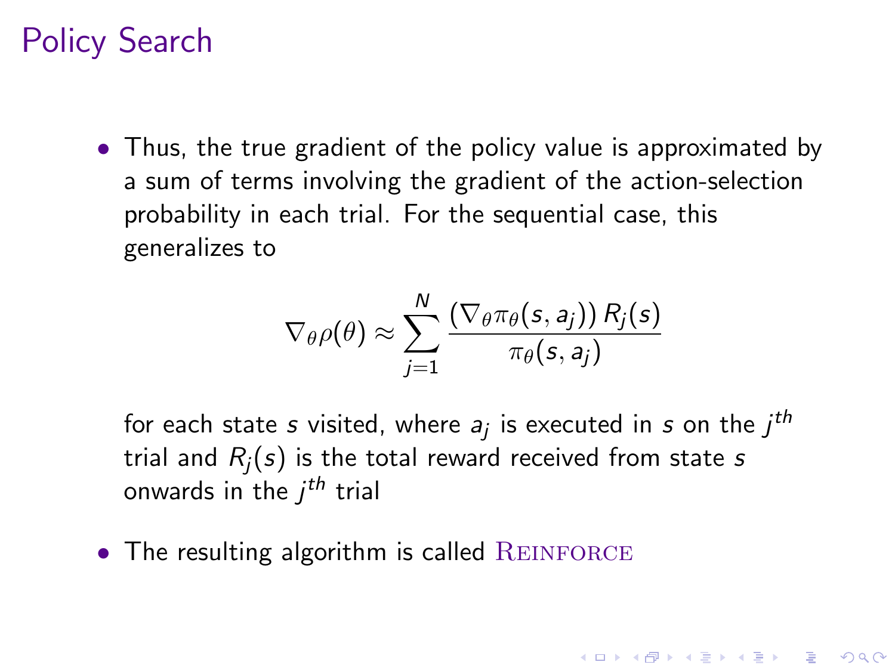# Policy Search

- Thus, the true gradient of the policy value is approximated by a sum of terms involving the gradient of the action-selection probability in each trial. For the sequential case, this generalizes to

$$\nabla_\theta \rho(\theta) \approx \sum_{j=1}^{N} \frac{(\nabla_\theta \pi_\theta(s, a_j))\, R_j(s)}{\pi_\theta(s, a_j)}$$

  for each state $s$ visited, where $a_j$ is executed in $s$ on the $j^{th}$ trial and $R_j(s)$ is the total reward received from state $s$ onwards in the $j^{th}$ trial

- The resulting algorithm is called REINFORCE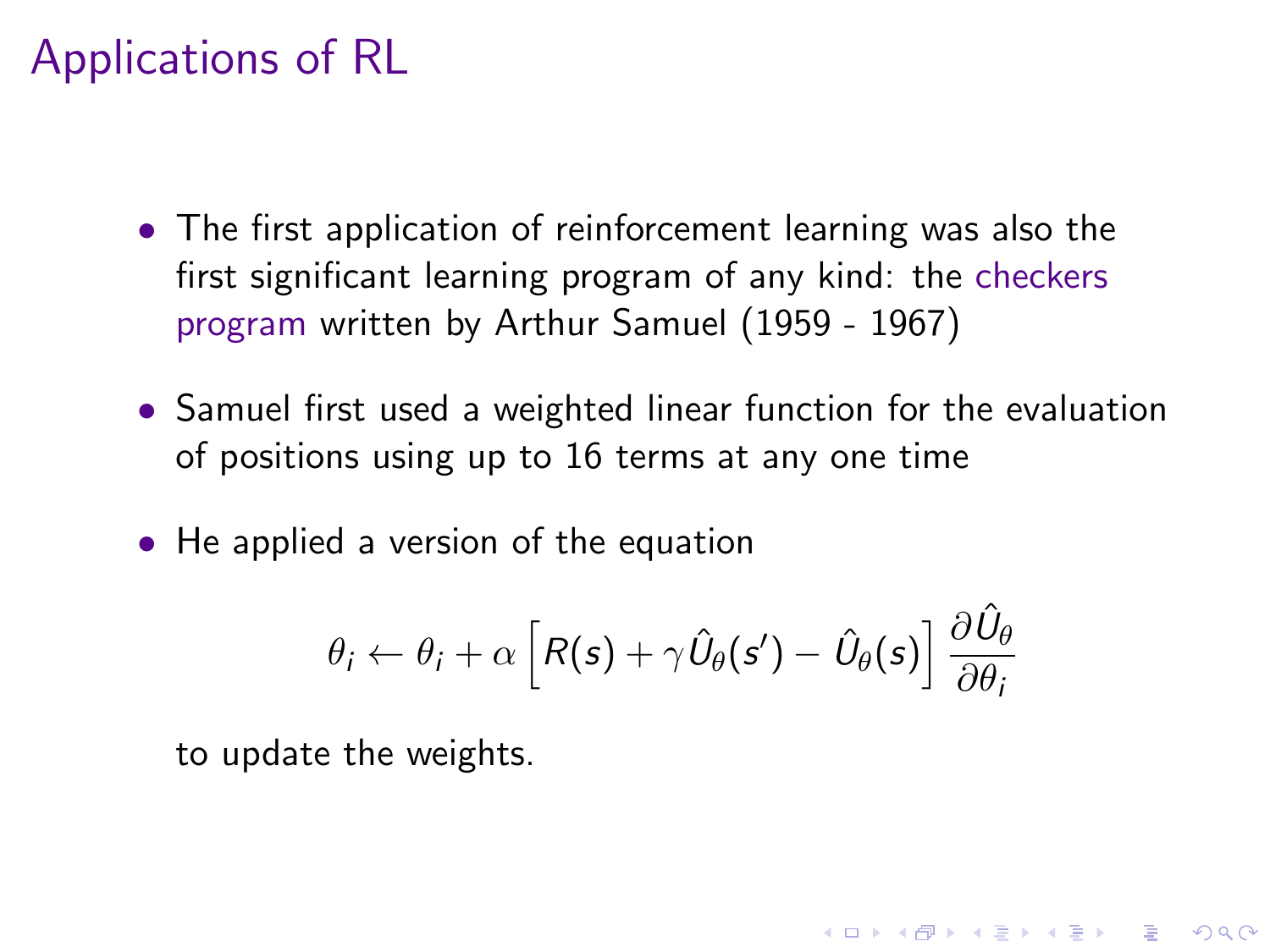# Applications of RL

- The first application of reinforcement learning was also the first significant learning program of any kind: the checkers program written by Arthur Samuel (1959 - 1967)
- Samuel first used a weighted linear function for the evaluation of positions using up to 16 terms at any one time
- He applied a version of the equation

$$\theta_i \leftarrow \theta_i + \alpha \left[ R(s) + \gamma \hat{U}_\theta(s') - \hat{U}_\theta(s) \right] \frac{\partial \hat{U}_\theta}{\partial \theta_i}$$

  to update the weights.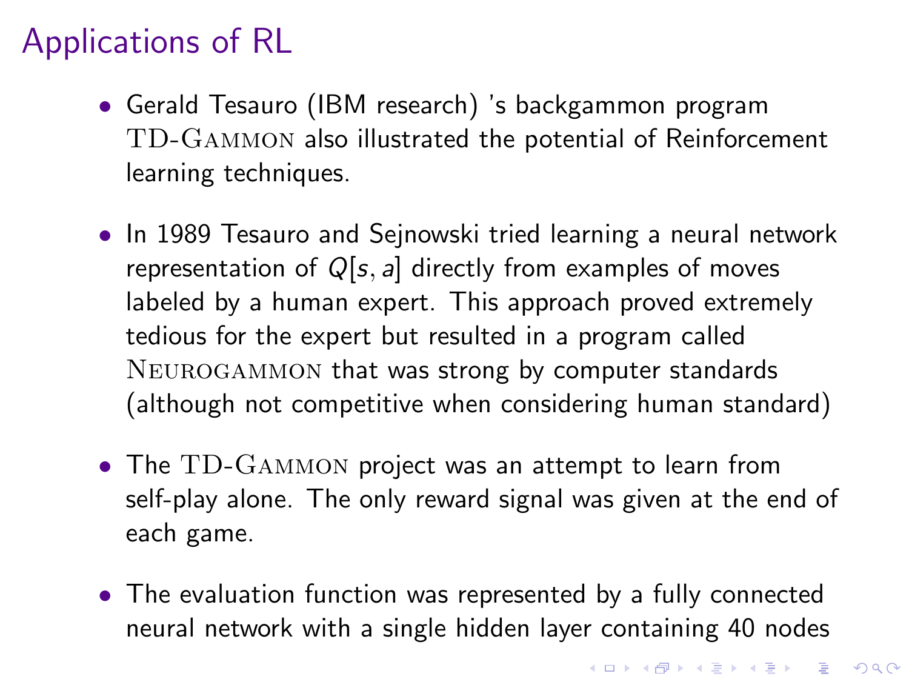# Applications of RL

- Gerald Tesauro (IBM research) 's backgammon program TD-Gammon also illustrated the potential of Reinforcement learning techniques.

- In 1989 Tesauro and Sejnowski tried learning a neural network representation of $Q[s, a]$ directly from examples of moves labeled by a human expert. This approach proved extremely tedious for the expert but resulted in a program called Neurogammon that was strong by computer standards (although not competitive when considering human standard)

- The TD-Gammon project was an attempt to learn from self-play alone. The only reward signal was given at the end of each game.

- The evaluation function was represented by a fully connected neural network with a single hidden layer containing 40 nodes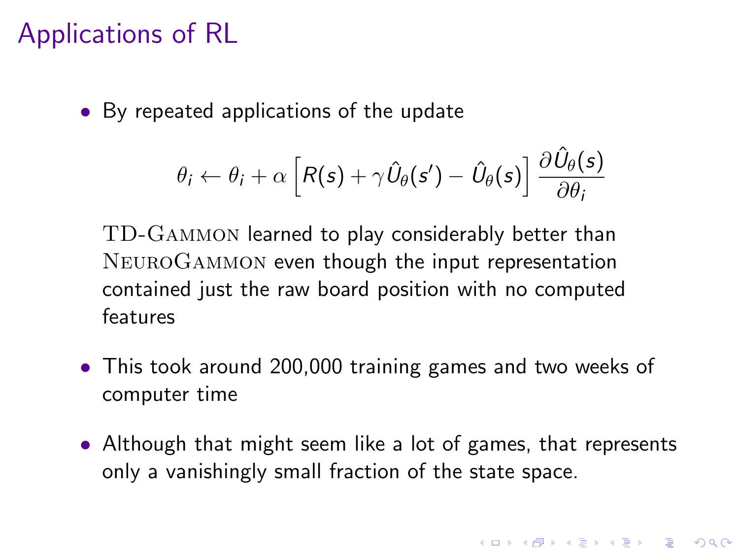# Applications of RL

- By repeated applications of the update

$$\theta_i \leftarrow \theta_i + \alpha \left[ R(s) + \gamma \hat{U}_\theta(s') - \hat{U}_\theta(s) \right] \frac{\partial \hat{U}_\theta(s)}{\partial \theta_i}$$

  TD-GAMMON learned to play considerably better than NEUROGAMMON even though the input representation contained just the raw board position with no computed features

- This took around 200,000 training games and two weeks of computer time

- Although that might seem like a lot of games, that represents only a vanishingly small fraction of the state space.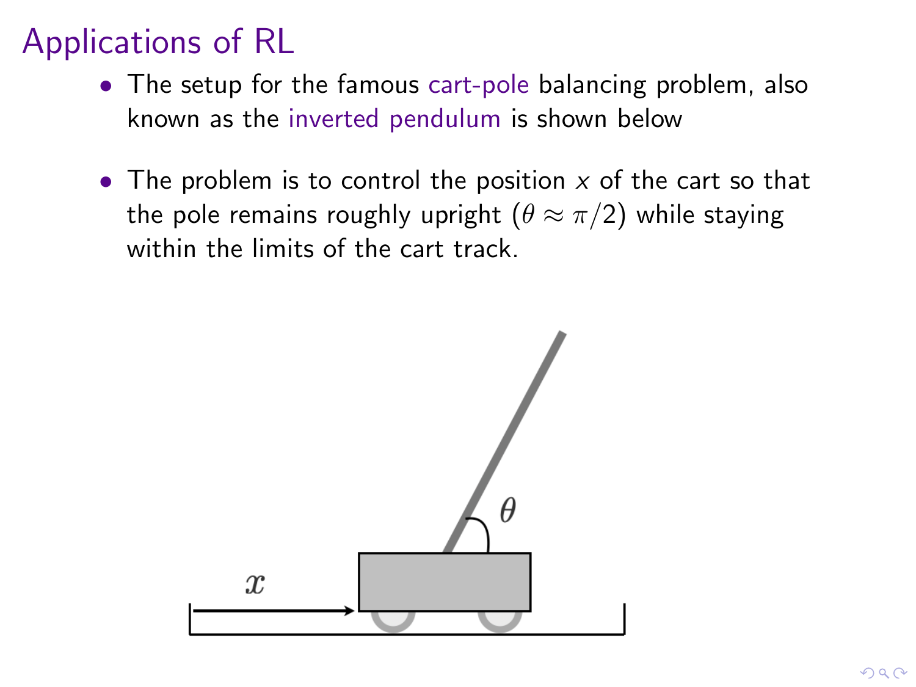# Applications of RL

- The setup for the famous cart-pole balancing problem, also known as the inverted pendulum is shown below
- The problem is to control the position $x$ of the cart so that the pole remains roughly upright ($\theta \approx \pi/2$) while staying within the limits of the cart track.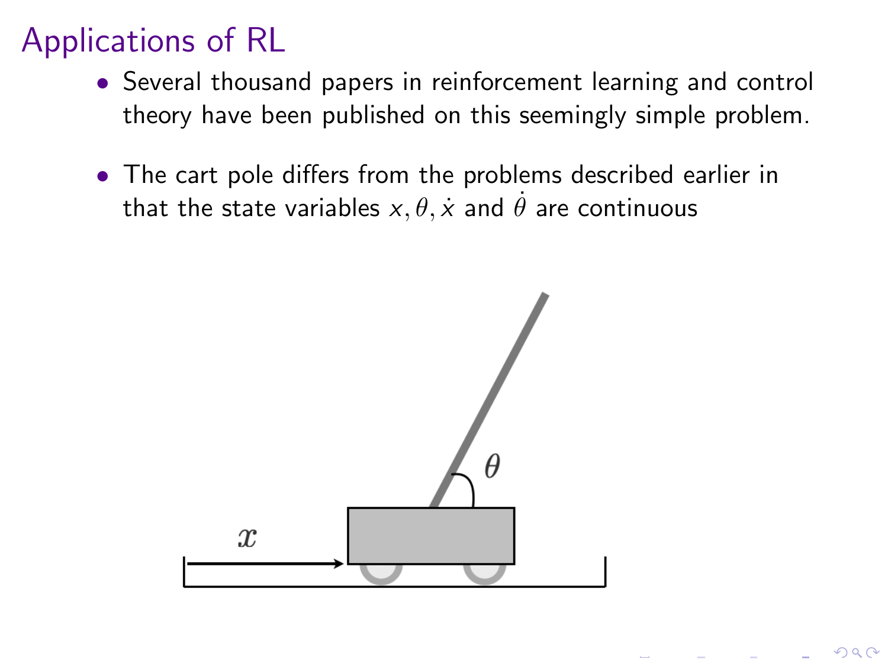# Applications of RL

- Several thousand papers in reinforcement learning and control theory have been published on this seemingly simple problem.

- The cart pole differs from the problems described earlier in that the state variables $x, \theta, \dot{x}$ and $\dot{\theta}$ are continuous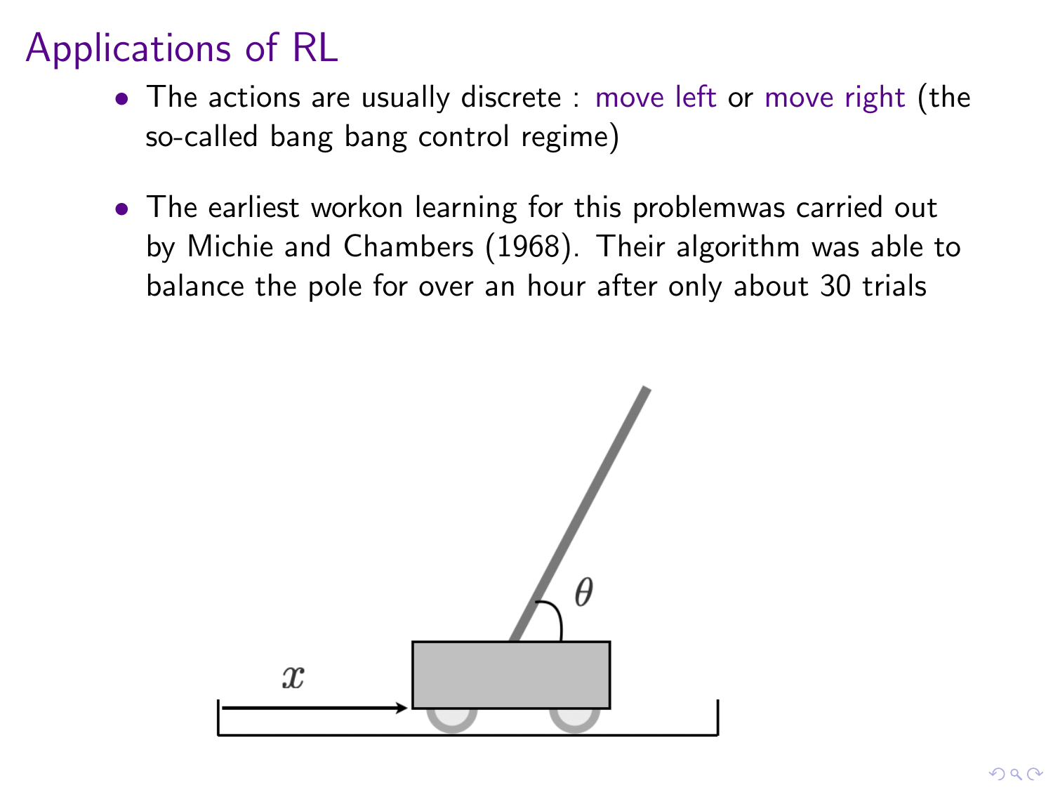# Applications of RL

- The actions are usually discrete : move left or move right (the so-called bang bang control regime)

- The earliest workon learning for this problemwas carried out by Michie and Chambers (1968). Their algorithm was able to balance the pole for over an hour after only about 30 trials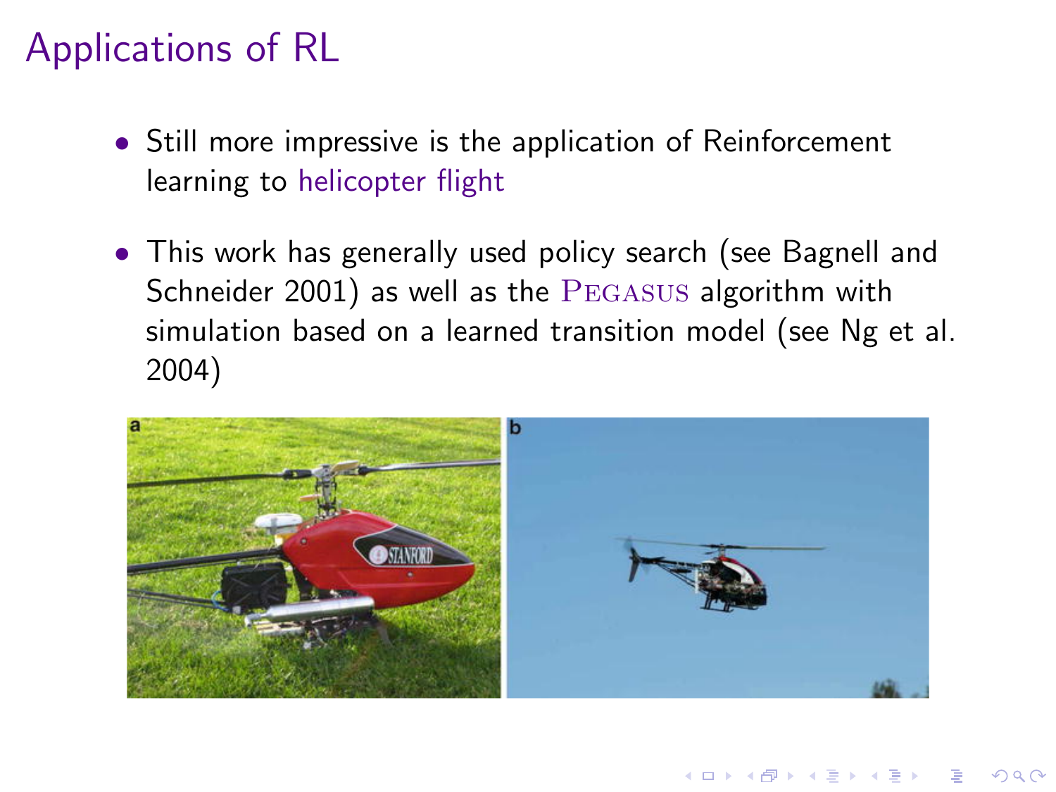# Applications of RL

- Still more impressive is the application of Reinforcement learning to helicopter flight
- This work has generally used policy search (see Bagnell and Schneider 2001) as well as the PEGASUS algorithm with simulation based on a learned transition model (see Ng et al. 2004)